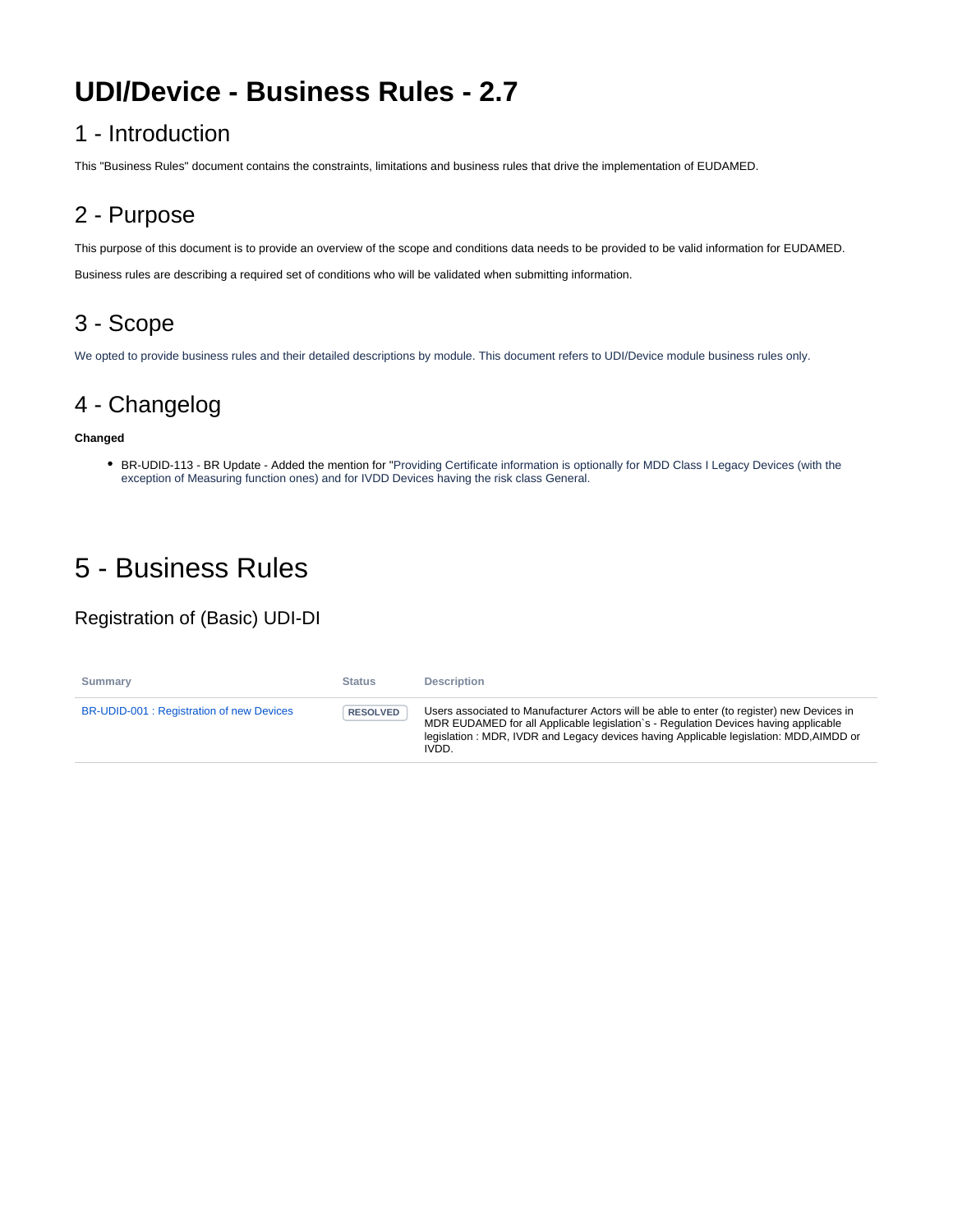# UDI/Device - Business Rules - 2.7

## 1 - Introduction

This "Business Rules" document contains the constraints, limitations and business rules that drive the implementation of EUDAMED.

## 2 - Purpose

This purpose of this document is to provide an overview of the scope and conditions data needs to be provided to be valid information for EUDAMED.

Business rules are describing a required set of conditions who will be validated when submitting information.

## 3 - Scope

We opted to provide business rules and their detailed descriptions by module. This document refers to UDI/Device module business rules only.

## 4 - Changelog

**Changed**

- BR-UDID-113 - BR Update - Added the mention for "Providing Certificate information is optionally for MDD Class I Legacy Devices (with the exception of Measuring function ones) and for IVDD Devices having the risk class General.

# 5 - Business Rules

### Registration of (Basic) UDI-DI

| Summary | Status | Description |
|---|---|---|
| BR-UDID-001 : Registration of new Devices | RESOLVED | Users associated to Manufacturer Actors will be able to enter (to register) new Devices in MDR EUDAMED for all Applicable legislation`s - Regulation Devices having applicable legislation : MDR, IVDR and Legacy devices having Applicable legislation: MDD,AIMDD or IVDD. |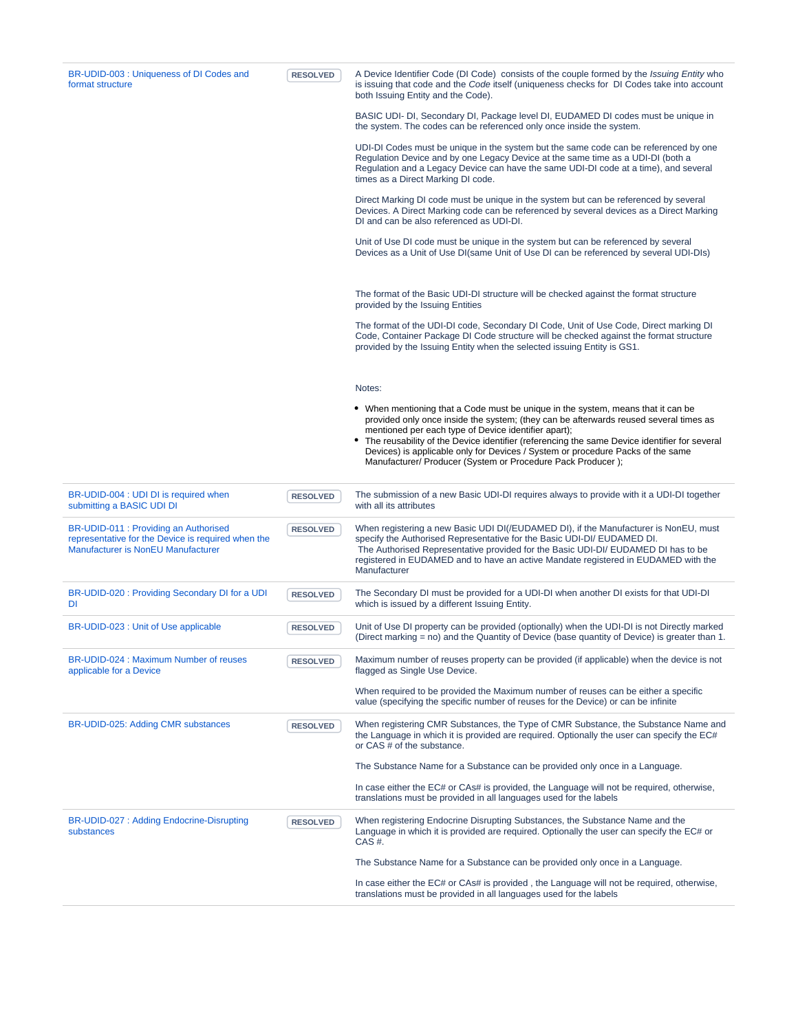| | | |
|---|---|---|
| BR-UDID-003 : Uniqueness of DI Codes and format structure | RESOLVED | A Device Identifier Code (DI Code) consists of the couple formed by the *Issuing Entity* who is issuing that code and the *Code* itself (uniqueness checks for DI Codes take into account both Issuing Entity and the Code).<br><br>BASIC UDI- DI, Secondary DI, Package level DI, EUDAMED DI codes must be unique in the system. The codes can be referenced only once inside the system.<br><br>UDI-DI Codes must be unique in the system but the same code can be referenced by one Regulation Device and by one Legacy Device at the same time as a UDI-DI (both a Regulation and a Legacy Device can have the same UDI-DI code at a time), and several times as a Direct Marking DI code.<br><br>Direct Marking DI code must be unique in the system but can be referenced by several Devices. A Direct Marking code can be referenced by several devices as a Direct Marking DI and can be also referenced as UDI-DI.<br><br>Unit of Use DI code must be unique in the system but can be referenced by several Devices as a Unit of Use DI(same Unit of Use DI can be referenced by several UDI-DIs)<br><br>The format of the Basic UDI-DI structure will be checked against the format structure provided by the Issuing Entities<br><br>The format of the UDI-DI code, Secondary DI Code, Unit of Use Code, Direct marking DI Code, Container Package DI Code structure will be checked against the format structure provided by the Issuing Entity when the selected issuing Entity is GS1.<br><br>Notes:<br><br>• When mentioning that a Code must be unique in the system, means that it can be provided only once inside the system; (they can be afterwards reused several times as mentioned per each type of Device identifier apart);<br>• The reusability of the Device identifier (referencing the same Device identifier for several Devices) is applicable only for Devices / System or procedure Packs of the same Manufacturer/ Producer (System or Procedure Pack Producer ); |
| BR-UDID-004 : UDI DI is required when submitting a BASIC UDI DI | RESOLVED | The submission of a new Basic UDI-DI requires always to provide with it a UDI-DI together with all its attributes |
| BR-UDID-011 : Providing an Authorised representative for the Device is required when the Manufacturer is NonEU Manufacturer | RESOLVED | When registering a new Basic UDI DI(/EUDAMED DI), if the Manufacturer is NonEU, must specify the Authorised Representative for the Basic UDI-DI/ EUDAMED DI.<br>The Authorised Representative provided for the Basic UDI-DI/ EUDAMED DI has to be registered in EUDAMED and to have an active Mandate registered in EUDAMED with the Manufacturer |
| BR-UDID-020 : Providing Secondary DI for a UDI DI | RESOLVED | The Secondary DI must be provided for a UDI-DI when another DI exists for that UDI-DI which is issued by a different Issuing Entity. |
| BR-UDID-023 : Unit of Use applicable | RESOLVED | Unit of Use DI property can be provided (optionally) when the UDI-DI is not Directly marked (Direct marking = no) and the Quantity of Device (base quantity of Device) is greater than 1. |
| BR-UDID-024 : Maximum Number of reuses applicable for a Device | RESOLVED | Maximum number of reuses property can be provided (if applicable) when the device is not flagged as Single Use Device.<br><br>When required to be provided the Maximum number of reuses can be either a specific value (specifying the specific number of reuses for the Device) or can be infinite |
| BR-UDID-025: Adding CMR substances | RESOLVED | When registering CMR Substances, the Type of CMR Substance, the Substance Name and the Language in which it is provided are required. Optionally the user can specify the EC# or CAS # of the substance.<br><br>The Substance Name for a Substance can be provided only once in a Language.<br><br>In case either the EC# or CAs# is provided, the Language will not be required, otherwise, translations must be provided in all languages used for the labels |
| BR-UDID-027 : Adding Endocrine-Disrupting substances | RESOLVED | When registering Endocrine Disrupting Substances, the Substance Name and the Language in which it is provided are required. Optionally the user can specify the EC# or CAS #.<br><br>The Substance Name for a Substance can be provided only once in a Language.<br><br>In case either the EC# or CAs# is provided , the Language will not be required, otherwise, translations must be provided in all languages used for the labels |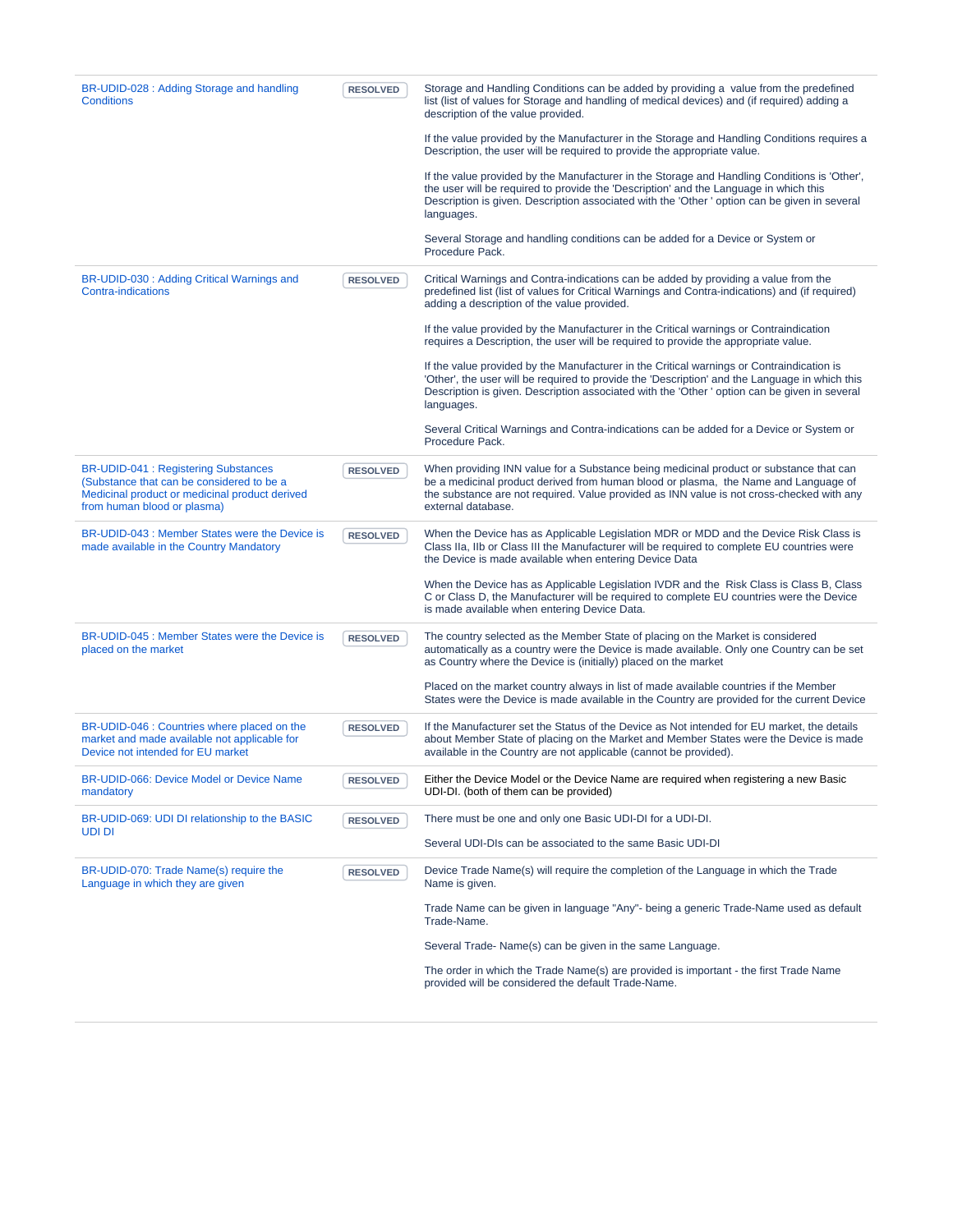| | | |
|---|---|---|
| BR-UDID-028 : Adding Storage and handling Conditions | RESOLVED | Storage and Handling Conditions can be added by providing a value from the predefined list (list of values for Storage and handling of medical devices) and (if required) adding a description of the value provided.<br><br>If the value provided by the Manufacturer in the Storage and Handling Conditions requires a Description, the user will be required to provide the appropriate value.<br><br>If the value provided by the Manufacturer in the Storage and Handling Conditions is 'Other', the user will be required to provide the 'Description' and the Language in which this Description is given. Description associated with the 'Other ' option can be given in several languages.<br><br>Several Storage and handling conditions can be added for a Device or System or Procedure Pack. |
| BR-UDID-030 : Adding Critical Warnings and Contra-indications | RESOLVED | Critical Warnings and Contra-indications can be added by providing a value from the predefined list (list of values for Critical Warnings and Contra-indications) and (if required) adding a description of the value provided.<br><br>If the value provided by the Manufacturer in the Critical warnings or Contraindication requires a Description, the user will be required to provide the appropriate value.<br><br>If the value provided by the Manufacturer in the Critical warnings or Contraindication is 'Other', the user will be required to provide the 'Description' and the Language in which this Description is given. Description associated with the 'Other ' option can be given in several languages.<br><br>Several Critical Warnings and Contra-indications can be added for a Device or System or Procedure Pack. |
| BR-UDID-041 : Registering Substances (Substance that can be considered to be a Medicinal product or medicinal product derived from human blood or plasma) | RESOLVED | When providing INN value for a Substance being medicinal product or substance that can be a medicinal product derived from human blood or plasma, the Name and Language of the substance are not required. Value provided as INN value is not cross-checked with any external database. |
| BR-UDID-043 : Member States were the Device is made available in the Country Mandatory | RESOLVED | When the Device has as Applicable Legislation MDR or MDD and the Device Risk Class is Class IIa, IIb or Class III the Manufacturer will be required to complete EU countries were the Device is made available when entering Device Data<br><br>When the Device has as Applicable Legislation IVDR and the Risk Class is Class B, Class C or Class D, the Manufacturer will be required to complete EU countries were the Device is made available when entering Device Data. |
| BR-UDID-045 : Member States were the Device is placed on the market | RESOLVED | The country selected as the Member State of placing on the Market is considered automatically as a country were the Device is made available. Only one Country can be set as Country where the Device is (initially) placed on the market<br><br>Placed on the market country always in list of made available countries if the Member States were the Device is made available in the Country are provided for the current Device |
| BR-UDID-046 : Countries where placed on the market and made available not applicable for Device not intended for EU market | RESOLVED | If the Manufacturer set the Status of the Device as Not intended for EU market, the details about Member State of placing on the Market and Member States were the Device is made available in the Country are not applicable (cannot be provided). |
| BR-UDID-066: Device Model or Device Name mandatory | RESOLVED | Either the Device Model or the Device Name are required when registering a new Basic UDI-DI. (both of them can be provided) |
| BR-UDID-069: UDI DI relationship to the BASIC UDI DI | RESOLVED | There must be one and only one Basic UDI-DI for a UDI-DI.<br><br>Several UDI-DIs can be associated to the same Basic UDI-DI |
| BR-UDID-070: Trade Name(s) require the Language in which they are given | RESOLVED | Device Trade Name(s) will require the completion of the Language in which the Trade Name is given.<br><br>Trade Name can be given in language "Any"- being a generic Trade-Name used as default Trade-Name.<br><br>Several Trade- Name(s) can be given in the same Language.<br><br>The order in which the Trade Name(s) are provided is important - the first Trade Name provided will be considered the default Trade-Name. |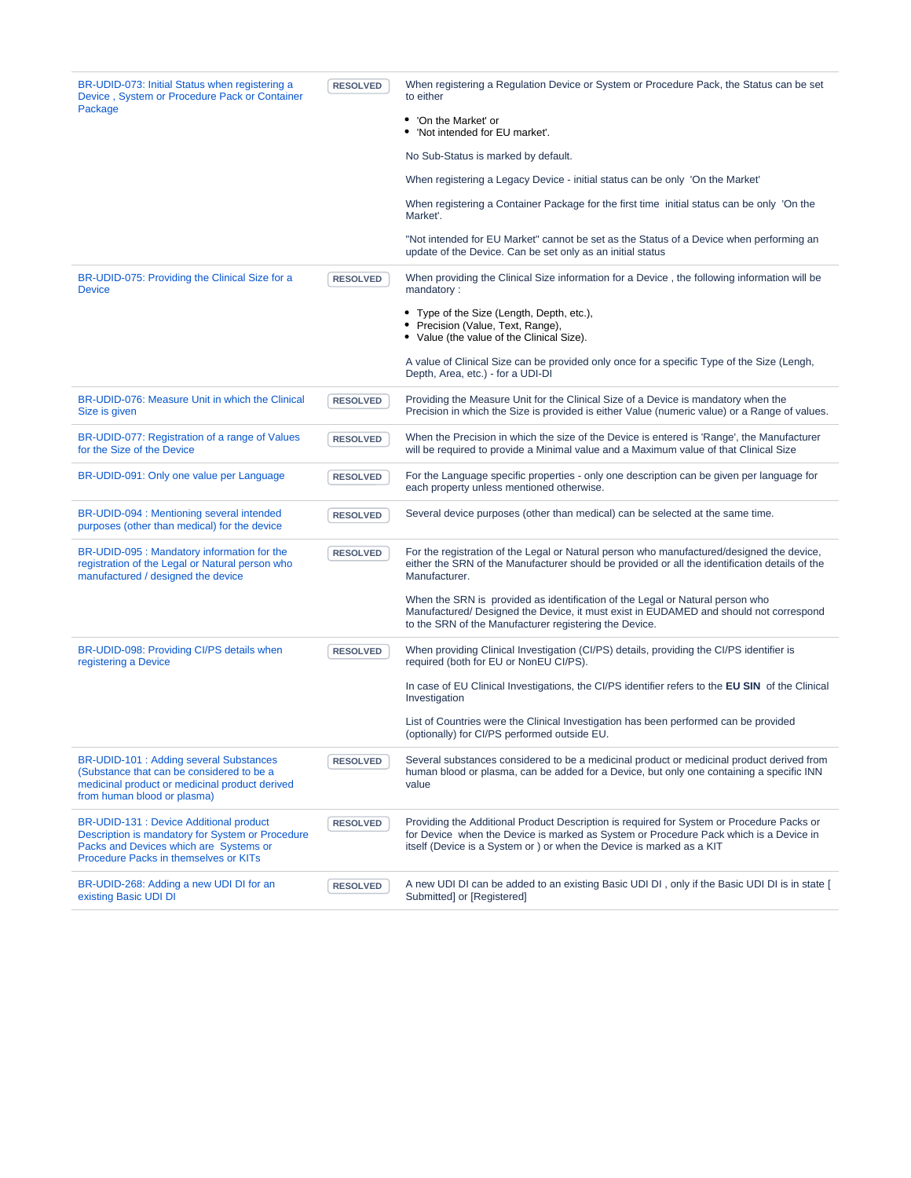| Business Rule | Status | Description |
|---|---|---|
| BR-UDID-073: Initial Status when registering a Device , System or Procedure Pack or Container Package | RESOLVED | When registering a Regulation Device or System or Procedure Pack, the Status can be set to either<br>• 'On the Market' or<br>• 'Not intended for EU market'.<br><br>No Sub-Status is marked by default.<br><br>When registering a Legacy Device - initial status can be only 'On the Market'<br><br>When registering a Container Package for the first time initial status can be only 'On the Market'.<br><br>"Not intended for EU Market" cannot be set as the Status of a Device when performing an update of the Device. Can be set only as an initial status |
| BR-UDID-075: Providing the Clinical Size for a Device | RESOLVED | When providing the Clinical Size information for a Device , the following information will be mandatory :<br>• Type of the Size (Length, Depth, etc.),<br>• Precision (Value, Text, Range),<br>• Value (the value of the Clinical Size).<br><br>A value of Clinical Size can be provided only once for a specific Type of the Size (Lengh, Depth, Area, etc.) - for a UDI-DI |
| BR-UDID-076: Measure Unit in which the Clinical Size is given | RESOLVED | Providing the Measure Unit for the Clinical Size of a Device is mandatory when the Precision in which the Size is provided is either Value (numeric value) or a Range of values. |
| BR-UDID-077: Registration of a range of Values for the Size of the Device | RESOLVED | When the Precision in which the size of the Device is entered is 'Range', the Manufacturer will be required to provide a Minimal value and a Maximum value of that Clinical Size |
| BR-UDID-091: Only one value per Language | RESOLVED | For the Language specific properties - only one description can be given per language for each property unless mentioned otherwise. |
| BR-UDID-094 : Mentioning several intended purposes (other than medical) for the device | RESOLVED | Several device purposes (other than medical) can be selected at the same time. |
| BR-UDID-095 : Mandatory information for the registration of the Legal or Natural person who manufactured / designed the device | RESOLVED | For the registration of the Legal or Natural person who manufactured/designed the device, either the SRN of the Manufacturer should be provided or all the identification details of the Manufacturer.<br><br>When the SRN is provided as identification of the Legal or Natural person who Manufactured/ Designed the Device, it must exist in EUDAMED and should not correspond to the SRN of the Manufacturer registering the Device. |
| BR-UDID-098: Providing CI/PS details when registering a Device | RESOLVED | When providing Clinical Investigation (CI/PS) details, providing the CI/PS identifier is required (both for EU or NonEU CI/PS).<br><br>In case of EU Clinical Investigations, the CI/PS identifier refers to the **EU SIN** of the Clinical Investigation<br><br>List of Countries were the Clinical Investigation has been performed can be provided (optionally) for CI/PS performed outside EU. |
| BR-UDID-101 : Adding several Substances (Substance that can be considered to be a medicinal product or medicinal product derived from human blood or plasma) | RESOLVED | Several substances considered to be a medicinal product or medicinal product derived from human blood or plasma, can be added for a Device, but only one containing a specific INN value |
| BR-UDID-131 : Device Additional product Description is mandatory for System or Procedure Packs and Devices which are Systems or Procedure Packs in themselves or KITs | RESOLVED | Providing the Additional Product Description is required for System or Procedure Packs or for Device when the Device is marked as System or Procedure Pack which is a Device in itself (Device is a System or ) or when the Device is marked as a KIT |
| BR-UDID-268: Adding a new UDI DI for an existing Basic UDI DI | RESOLVED | A new UDI DI can be added to an existing Basic UDI DI , only if the Basic UDI DI is in state [ Submitted] or [Registered] |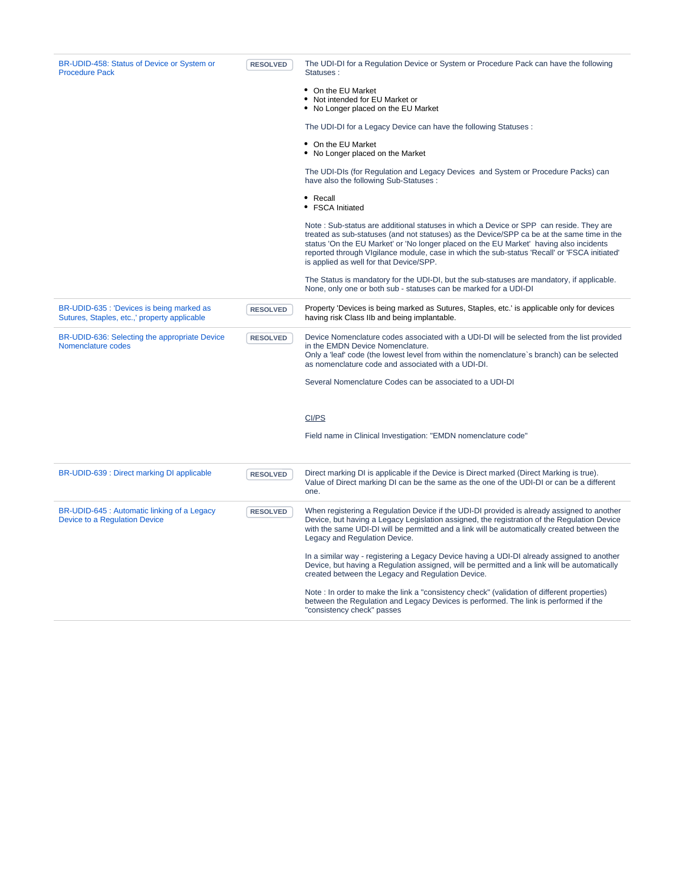| | | |
|---|---|---|
| BR-UDID-458: Status of Device or System or Procedure Pack | RESOLVED | The UDI-DI for a Regulation Device or System or Procedure Pack can have the following Statuses :<br><br>• On the EU Market<br>• Not intended for EU Market or<br>• No Longer placed on the EU Market<br><br>The UDI-DI for a Legacy Device can have the following Statuses :<br><br>• On the EU Market<br>• No Longer placed on the Market<br><br>The UDI-DIs (for Regulation and Legacy Devices and System or Procedure Packs) can have also the following Sub-Statuses :<br><br>• Recall<br>• FSCA Initiated<br><br>Note : Sub-status are additional statuses in which a Device or SPP can reside. They are treated as sub-statuses (and not statuses) as the Device/SPP ca be at the same time in the status 'On the EU Market' or 'No longer placed on the EU Market' having also incidents reported through VIgilance module, case in which the sub-status 'Recall' or 'FSCA initiated' is applied as well for that Device/SPP.<br><br>The Status is mandatory for the UDI-DI, but the sub-statuses are mandatory, if applicable. None, only one or both sub - statuses can be marked for a UDI-DI |
| BR-UDID-635 : 'Devices is being marked as Sutures, Staples, etc.,' property applicable | RESOLVED | Property 'Devices is being marked as Sutures, Staples, etc.' is applicable only for devices having risk Class IIb and being implantable. |
| BR-UDID-636: Selecting the appropriate Device Nomenclature codes | RESOLVED | Device Nomenclature codes associated with a UDI-DI will be selected from the list provided in the EMDN Device Nomenclature.<br>Only a 'leaf' code (the lowest level from within the nomenclature`s branch) can be selected as nomenclature code and associated with a UDI-DI.<br><br>Several Nomenclature Codes can be associated to a UDI-DI<br><br>CI/PS<br><br>Field name in Clinical Investigation: "EMDN nomenclature code" |
| BR-UDID-639 : Direct marking DI applicable | RESOLVED | Direct marking DI is applicable if the Device is Direct marked (Direct Marking is true). Value of Direct marking DI can be the same as the one of the UDI-DI or can be a different one. |
| BR-UDID-645 : Automatic linking of a Legacy Device to a Regulation Device | RESOLVED | When registering a Regulation Device if the UDI-DI provided is already assigned to another Device, but having a Legacy Legislation assigned, the registration of the Regulation Device with the same UDI-DI will be permitted and a link will be automatically created between the Legacy and Regulation Device.<br><br>In a similar way - registering a Legacy Device having a UDI-DI already assigned to another Device, but having a Regulation assigned, will be permitted and a link will be automatically created between the Legacy and Regulation Device.<br><br>Note : In order to make the link a "consistency check" (validation of different properties) between the Regulation and Legacy Devices is performed. The link is performed if the "consistency check" passes |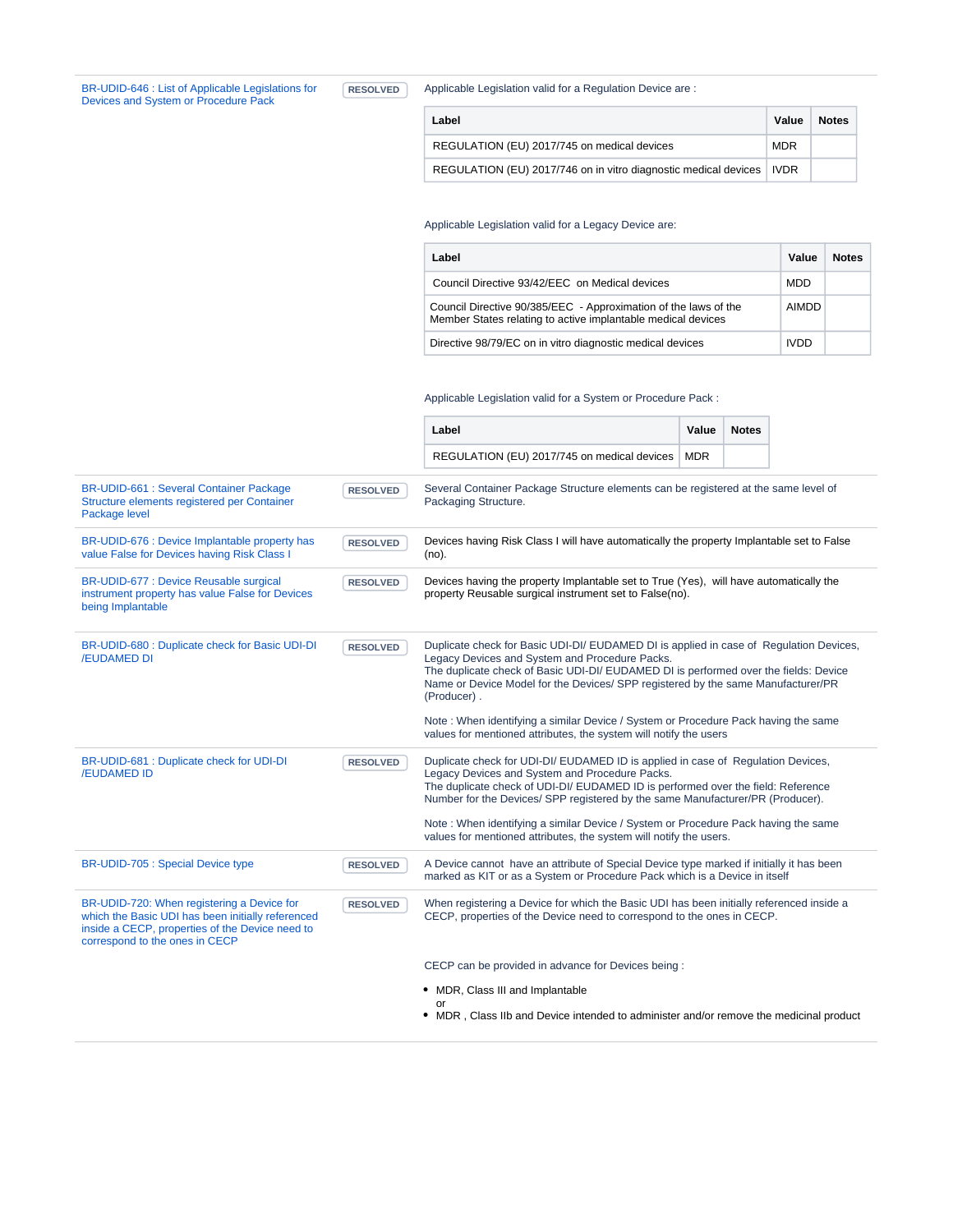**BR-UDID-646 : List of Applicable Legislations for Devices and System or Procedure Pack** — RESOLVED

Applicable Legislation valid for a Regulation Device are :

| Label | Value | Notes |
|---|---|---|
| REGULATION (EU) 2017/745 on medical devices | MDR | |
| REGULATION (EU) 2017/746 on in vitro diagnostic medical devices | IVDR | |

Applicable Legislation valid for a Legacy Device are:

| Label | Value | Notes |
|---|---|---|
| Council Directive 93/42/EEC on Medical devices | MDD | |
| Council Directive 90/385/EEC - Approximation of the laws of the Member States relating to active implantable medical devices | AIMDD | |
| Directive 98/79/EC on in vitro diagnostic medical devices | IVDD | |

Applicable Legislation valid for a System or Procedure Pack :

| Label | Value | Notes |
|---|---|---|
| REGULATION (EU) 2017/745 on medical devices | MDR | |

**BR-UDID-661 : Several Container Package Structure elements registered per Container Package level** — RESOLVED

Several Container Package Structure elements can be registered at the same level of Packaging Structure.

**BR-UDID-676 : Device Implantable property has value False for Devices having Risk Class I** — RESOLVED

Devices having Risk Class I will have automatically the property Implantable set to False (no).

**BR-UDID-677 : Device Reusable surgical instrument property has value False for Devices being Implantable** — RESOLVED

Devices having the property Implantable set to True (Yes), will have automatically the property Reusable surgical instrument set to False(no).

**BR-UDID-680 : Duplicate check for Basic UDI-DI /EUDAMED DI** — RESOLVED

Duplicate check for Basic UDI-DI/ EUDAMED DI is applied in case of Regulation Devices, Legacy Devices and System and Procedure Packs.
The duplicate check of Basic UDI-DI/ EUDAMED DI is performed over the fields: Device Name or Device Model for the Devices/ SPP registered by the same Manufacturer/PR (Producer) .

Note : When identifying a similar Device / System or Procedure Pack having the same values for mentioned attributes, the system will notify the users

**BR-UDID-681 : Duplicate check for UDI-DI /EUDAMED ID** — RESOLVED

Duplicate check for UDI-DI/ EUDAMED ID is applied in case of Regulation Devices, Legacy Devices and System and Procedure Packs.
The duplicate check of UDI-DI/ EUDAMED ID is performed over the field: Reference Number for the Devices/ SPP registered by the same Manufacturer/PR (Producer).

Note : When identifying a similar Device / System or Procedure Pack having the same values for mentioned attributes, the system will notify the users.

**BR-UDID-705 : Special Device type** — RESOLVED

A Device cannot have an attribute of Special Device type marked if initially it has been marked as KIT or as a System or Procedure Pack which is a Device in itself

**BR-UDID-720: When registering a Device for which the Basic UDI has been initially referenced inside a CECP, properties of the Device need to correspond to the ones in CECP** — RESOLVED

When registering a Device for which the Basic UDI has been initially referenced inside a CECP, properties of the Device need to correspond to the ones in CECP.

CECP can be provided in advance for Devices being :

- MDR, Class III and Implantable
  or
- MDR , Class IIb and Device intended to administer and/or remove the medicinal product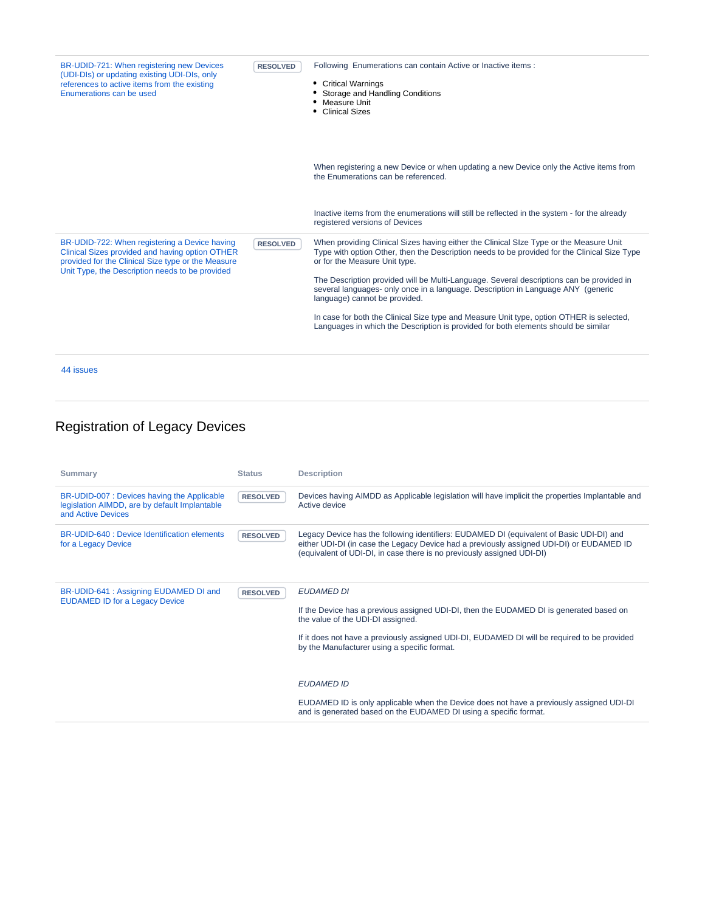| Summary | Status | Description |
|---|---|---|
| BR-UDID-721: When registering new Devices (UDI-DIs) or updating existing UDI-DIs, only references to active items from the existing Enumerations can be used | RESOLVED | Following Enumerations can contain Active or Inactive items : <br>• Critical Warnings<br>• Storage and Handling Conditions<br>• Measure Unit<br>• Clinical Sizes<br><br>When registering a new Device or when updating a new Device only the Active items from the Enumerations can be referenced.<br><br>Inactive items from the enumerations will still be reflected in the system - for the already registered versions of Devices |
| BR-UDID-722: When registering a Device having Clinical Sizes provided and having option OTHER provided for the Clinical Size type or the Measure Unit Type, the Description needs to be provided | RESOLVED | When providing Clinical Sizes having either the Clinical SIze Type or the Measure Unit Type with option Other, then the Description needs to be provided for the Clinical Size Type or for the Measure Unit type.<br><br>The Description provided will be Multi-Language. Several descriptions can be provided in several languages- only once in a language. Description in Language ANY (generic language) cannot be provided.<br><br>In case for both the Clinical Size type and Measure Unit type, option OTHER is selected, Languages in which the Description is provided for both elements should be similar |

44 issues

## Registration of Legacy Devices

| Summary | Status | Description |
|---|---|---|
| BR-UDID-007 : Devices having the Applicable legislation AIMDD, are by default Implantable and Active Devices | RESOLVED | Devices having AIMDD as Applicable legislation will have implicit the properties Implantable and Active device |
| BR-UDID-640 : Device Identification elements for a Legacy Device | RESOLVED | Legacy Device has the following identifiers: EUDAMED DI (equivalent of Basic UDI-DI) and either UDI-DI (in case the Legacy Device had a previously assigned UDI-DI) or EUDAMED ID (equivalent of UDI-DI, in case there is no previously assigned UDI-DI) |
| BR-UDID-641 : Assigning EUDAMED DI and EUDAMED ID for a Legacy Device | RESOLVED | *EUDAMED DI*<br><br>If the Device has a previous assigned UDI-DI, then the EUDAMED DI is generated based on the value of the UDI-DI assigned.<br><br>If it does not have a previously assigned UDI-DI, EUDAMED DI will be required to be provided by the Manufacturer using a specific format.<br><br>*EUDAMED ID*<br><br>EUDAMED ID is only applicable when the Device does not have a previously assigned UDI-DI and is generated based on the EUDAMED DI using a specific format. |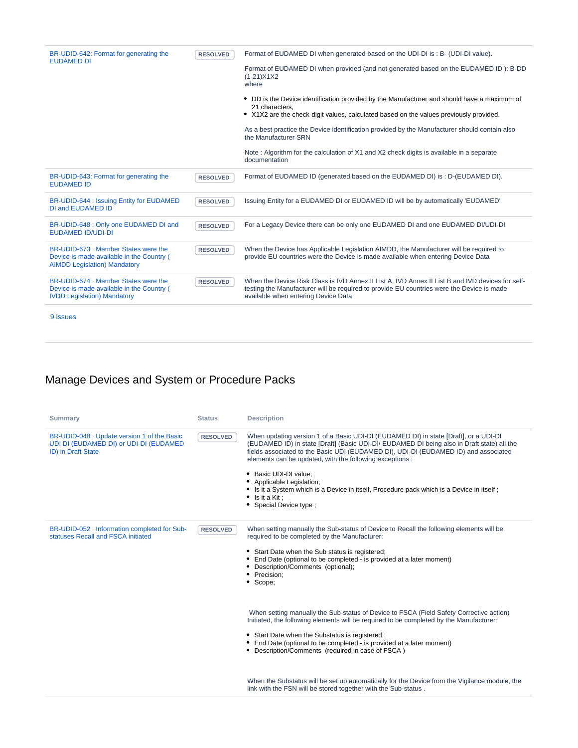| Summary | Status | Description |
|---|---|---|
| BR-UDID-642: Format for generating the EUDAMED DI | RESOLVED | Format of EUDAMED DI when generated based on the UDI-DI is : B- (UDI-DI value).<br><br>Format of EUDAMED DI when provided (and not generated based on the EUDAMED ID ): B-DD (1-21)X1X2<br>where<br><br>• DD is the Device identification provided by the Manufacturer and should have a maximum of 21 characters,<br>• X1X2 are the check-digit values, calculated based on the values previously provided.<br><br>As a best practice the Device identification provided by the Manufacturer should contain also the Manufacturer SRN<br><br>Note : Algorithm for the calculation of X1 and X2 check digits is available in a separate documentation |
| BR-UDID-643: Format for generating the EUDAMED ID | RESOLVED | Format of EUDAMED ID (generated based on the EUDAMED DI) is : D-(EUDAMED DI). |
| BR-UDID-644 : Issuing Entity for EUDAMED DI and EUDAMED ID | RESOLVED | Issuing Entity for a EUDAMED DI or EUDAMED ID will be by automatically 'EUDAMED' |
| BR-UDID-648 : Only one EUDAMED DI and EUDAMED ID/UDI-DI | RESOLVED | For a Legacy Device there can be only one EUDAMED DI and one EUDAMED DI/UDI-DI |
| BR-UDID-673 : Member States were the Device is made available in the Country ( AIMDD Legislation) Mandatory | RESOLVED | When the Device has Applicable Legislation AIMDD, the Manufacturer will be required to provide EU countries were the Device is made available when entering Device Data |
| BR-UDID-674 : Member States were the Device is made available in the Country ( IVDD Legislation) Mandatory | RESOLVED | When the Device Risk Class is IVD Annex II List A, IVD Annex II List B and IVD devices for self-testing the Manufacturer will be required to provide EU countries were the Device is made available when entering Device Data |

9 issues

## Manage Devices and System or Procedure Packs

| Summary | Status | Description |
|---|---|---|
| BR-UDID-048 : Update version 1 of the Basic UDI DI (EUDAMED DI) or UDI-DI (EUDAMED ID) in Draft State | RESOLVED | When updating version 1 of a Basic UDI-DI (EUDAMED DI) in state [Draft], or a UDI-DI (EUDAMED ID) in state [Draft] (Basic UDI-DI/ EUDAMED DI being also in Draft state) all the fields associated to the Basic UDI (EUDAMED DI), UDI-DI (EUDAMED ID) and associated elements can be updated, with the following exceptions :<br><br>• Basic UDI-DI value;<br>• Applicable Legislation;<br>• Is it a System which is a Device in itself, Procedure pack which is a Device in itself ;<br>• Is it a Kit ;<br>• Special Device type ; |
| BR-UDID-052 : Information completed for Sub-statuses Recall and FSCA initiated | RESOLVED | When setting manually the Sub-status of Device to Recall the following elements will be required to be completed by the Manufacturer:<br><br>• Start Date when the Sub status is registered;<br>• End Date (optional to be completed - is provided at a later moment)<br>• Description/Comments (optional);<br>• Precision;<br>• Scope;<br><br>When setting manually the Sub-status of Device to FSCA (Field Safety Corrective action) Initiated, the following elements will be required to be completed by the Manufacturer:<br><br>• Start Date when the Substatus is registered;<br>• End Date (optional to be completed - is provided at a later moment)<br>• Description/Comments (required in case of FSCA )<br><br>When the Substatus will be set up automatically for the Device from the Vigilance module, the link with the FSN will be stored together with the Sub-status . |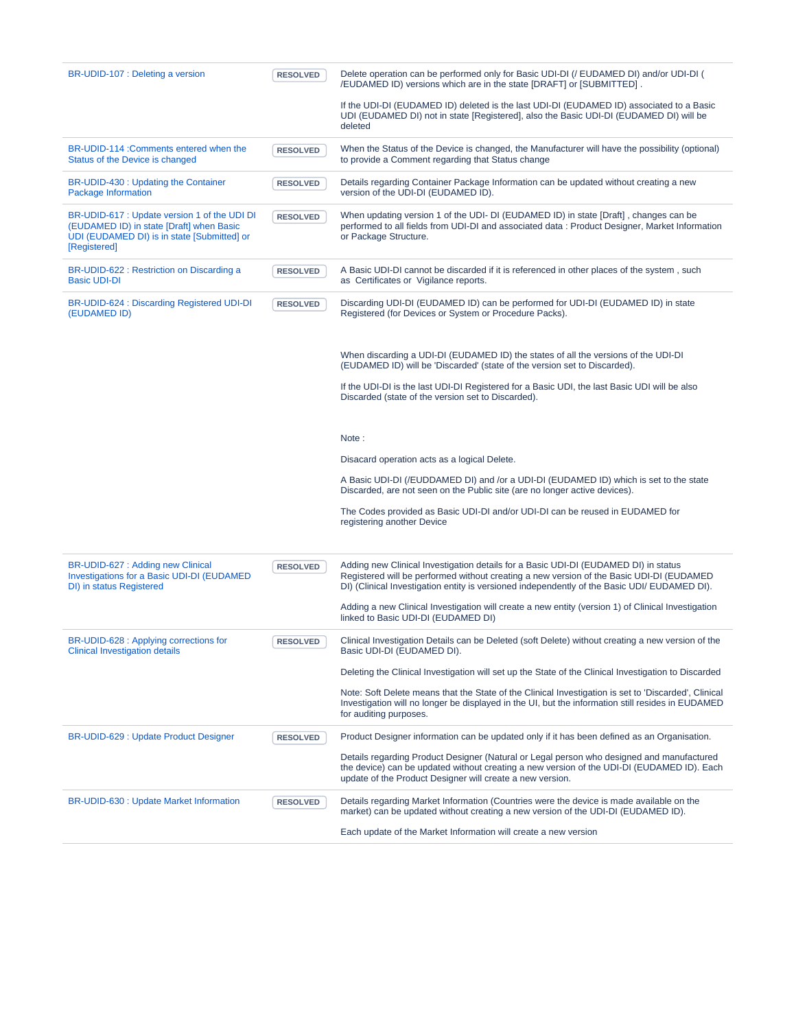| | | |
|---|---|---|
| BR-UDID-107 : Deleting a version | RESOLVED | Delete operation can be performed only for Basic UDI-DI (/ EUDAMED DI) and/or UDI-DI ( /EUDAMED ID) versions which are in the state [DRAFT] or [SUBMITTED] .<br><br>If the UDI-DI (EUDAMED ID) deleted is the last UDI-DI (EUDAMED ID) associated to a Basic UDI (EUDAMED DI) not in state [Registered], also the Basic UDI-DI (EUDAMED DI) will be deleted |
| BR-UDID-114 :Comments entered when the Status of the Device is changed | RESOLVED | When the Status of the Device is changed, the Manufacturer will have the possibility (optional) to provide a Comment regarding that Status change |
| BR-UDID-430 : Updating the Container Package Information | RESOLVED | Details regarding Container Package Information can be updated without creating a new version of the UDI-DI (EUDAMED ID). |
| BR-UDID-617 : Update version 1 of the UDI DI (EUDAMED ID) in state [Draft] when Basic UDI (EUDAMED DI) is in state [Submitted] or [Registered] | RESOLVED | When updating version 1 of the UDI- DI (EUDAMED ID) in state [Draft] , changes can be performed to all fields from UDI-DI and associated data : Product Designer, Market Information or Package Structure. |
| BR-UDID-622 : Restriction on Discarding a Basic UDI-DI | RESOLVED | A Basic UDI-DI cannot be discarded if it is referenced in other places of the system , such as Certificates or Vigilance reports. |
| BR-UDID-624 : Discarding Registered UDI-DI (EUDAMED ID) | RESOLVED | Discarding UDI-DI (EUDAMED ID) can be performed for UDI-DI (EUDAMED ID) in state Registered (for Devices or System or Procedure Packs).<br><br>When discarding a UDI-DI (EUDAMED ID) the states of all the versions of the UDI-DI (EUDAMED ID) will be 'Discarded' (state of the version set to Discarded).<br><br>If the UDI-DI is the last UDI-DI Registered for a Basic UDI, the last Basic UDI will be also Discarded (state of the version set to Discarded).<br><br>Note :<br><br>Disacard operation acts as a logical Delete.<br><br>A Basic UDI-DI (/EUDDAMED DI) and /or a UDI-DI (EUDAMED ID) which is set to the state Discarded, are not seen on the Public site (are no longer active devices).<br><br>The Codes provided as Basic UDI-DI and/or UDI-DI can be reused in EUDAMED for registering another Device |
| BR-UDID-627 : Adding new Clinical Investigations for a Basic UDI-DI (EUDAMED DI) in status Registered | RESOLVED | Adding new Clinical Investigation details for a Basic UDI-DI (EUDAMED DI) in status Registered will be performed without creating a new version of the Basic UDI-DI (EUDAMED DI) (Clinical Investigation entity is versioned independently of the Basic UDI/ EUDAMED DI).<br><br>Adding a new Clinical Investigation will create a new entity (version 1) of Clinical Investigation linked to Basic UDI-DI (EUDAMED DI) |
| BR-UDID-628 : Applying corrections for Clinical Investigation details | RESOLVED | Clinical Investigation Details can be Deleted (soft Delete) without creating a new version of the Basic UDI-DI (EUDAMED DI).<br><br>Deleting the Clinical Investigation will set up the State of the Clinical Investigation to Discarded<br><br>Note: Soft Delete means that the State of the Clinical Investigation is set to 'Discarded', Clinical Investigation will no longer be displayed in the UI, but the information still resides in EUDAMED for auditing purposes. |
| BR-UDID-629 : Update Product Designer | RESOLVED | Product Designer information can be updated only if it has been defined as an Organisation.<br><br>Details regarding Product Designer (Natural or Legal person who designed and manufactured the device) can be updated without creating a new version of the UDI-DI (EUDAMED ID). Each update of the Product Designer will create a new version. |
| BR-UDID-630 : Update Market Information | RESOLVED | Details regarding Market Information (Countries were the device is made available on the market) can be updated without creating a new version of the UDI-DI (EUDAMED ID).<br><br>Each update of the Market Information will create a new version |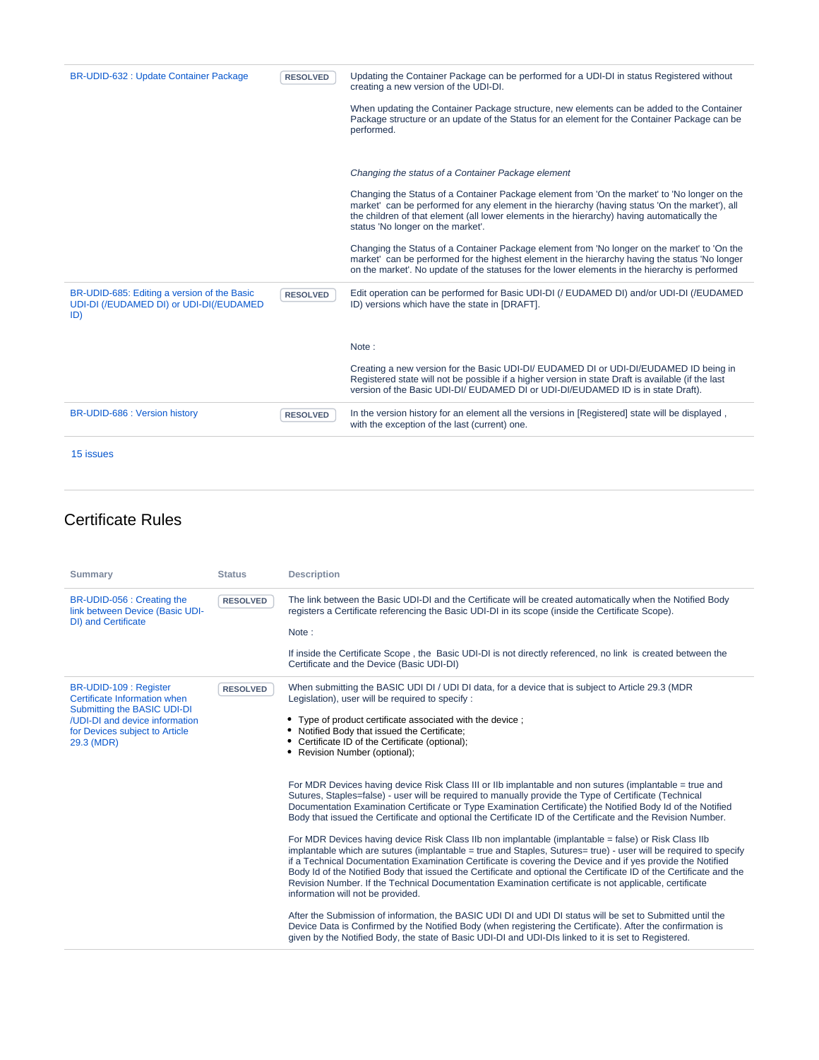| | | |
|---|---|---|
| BR-UDID-632 : Update Container Package | RESOLVED | Updating the Container Package can be performed for a UDI-DI in status Registered without creating a new version of the UDI-DI.<br><br>When updating the Container Package structure, new elements can be added to the Container Package structure or an update of the Status for an element for the Container Package can be performed.<br><br>*Changing the status of a Container Package element*<br><br>Changing the Status of a Container Package element from 'On the market' to 'No longer on the market' can be performed for any element in the hierarchy (having status 'On the market'), all the children of that element (all lower elements in the hierarchy) having automatically the status 'No longer on the market'.<br><br>Changing the Status of a Container Package element from 'No longer on the market' to 'On the market' can be performed for the highest element in the hierarchy having the status 'No longer on the market'. No update of the statuses for the lower elements in the hierarchy is performed |
| BR-UDID-685: Editing a version of the Basic UDI-DI (/EUDAMED DI) or UDI-DI(/EUDAMED ID) | RESOLVED | Edit operation can be performed for Basic UDI-DI (/ EUDAMED DI) and/or UDI-DI (/EUDAMED ID) versions which have the state in [DRAFT].<br><br>Note :<br><br>Creating a new version for the Basic UDI-DI/ EUDAMED DI or UDI-DI/EUDAMED ID being in Registered state will not be possible if a higher version in state Draft is available (if the last version of the Basic UDI-DI/ EUDAMED DI or UDI-DI/EUDAMED ID is in state Draft). |
| BR-UDID-686 : Version history | RESOLVED | In the version history for an element all the versions in [Registered] state will be displayed , with the exception of the last (current) one. |

15 issues

## Certificate Rules

| Summary | Status | Description |
|---|---|---|
| BR-UDID-056 : Creating the link between Device (Basic UDI-DI) and Certificate | RESOLVED | The link between the Basic UDI-DI and the Certificate will be created automatically when the Notified Body registers a Certificate referencing the Basic UDI-DI in its scope (inside the Certificate Scope).<br><br>Note :<br><br>If inside the Certificate Scope , the Basic UDI-DI is not directly referenced, no link is created between the Certificate and the Device (Basic UDI-DI) |
| BR-UDID-109 : Register Certificate Information when Submitting the BASIC UDI-DI /UDI-DI and device information for Devices subject to Article 29.3 (MDR) | RESOLVED | When submitting the BASIC UDI DI / UDI DI data, for a device that is subject to Article 29.3 (MDR Legislation), user will be required to specify :<br><br>• Type of product certificate associated with the device ;<br>• Notified Body that issued the Certificate;<br>• Certificate ID of the Certificate (optional);<br>• Revision Number (optional);<br><br>For MDR Devices having device Risk Class III or IIb implantable and non sutures (implantable = true and Sutures, Staples=false) - user will be required to manually provide the Type of Certificate (Technical Documentation Examination Certificate or Type Examination Certificate) the Notified Body Id of the Notified Body that issued the Certificate and optional the Certificate ID of the Certificate and the Revision Number.<br><br>For MDR Devices having device Risk Class IIb non implantable (implantable = false) or Risk Class IIb implantable which are sutures (implantable = true and Staples, Sutures= true) - user will be required to specify if a Technical Documentation Examination Certificate is covering the Device and if yes provide the Notified Body Id of the Notified Body that issued the Certificate and optional the Certificate ID of the Certificate and the Revision Number. If the Technical Documentation Examination certificate is not applicable, certificate information will not be provided.<br><br>After the Submission of information, the BASIC UDI DI and UDI DI status will be set to Submitted until the Device Data is Confirmed by the Notified Body (when registering the Certificate). After the confirmation is given by the Notified Body, the state of Basic UDI-DI and UDI-DIs linked to it is set to Registered. |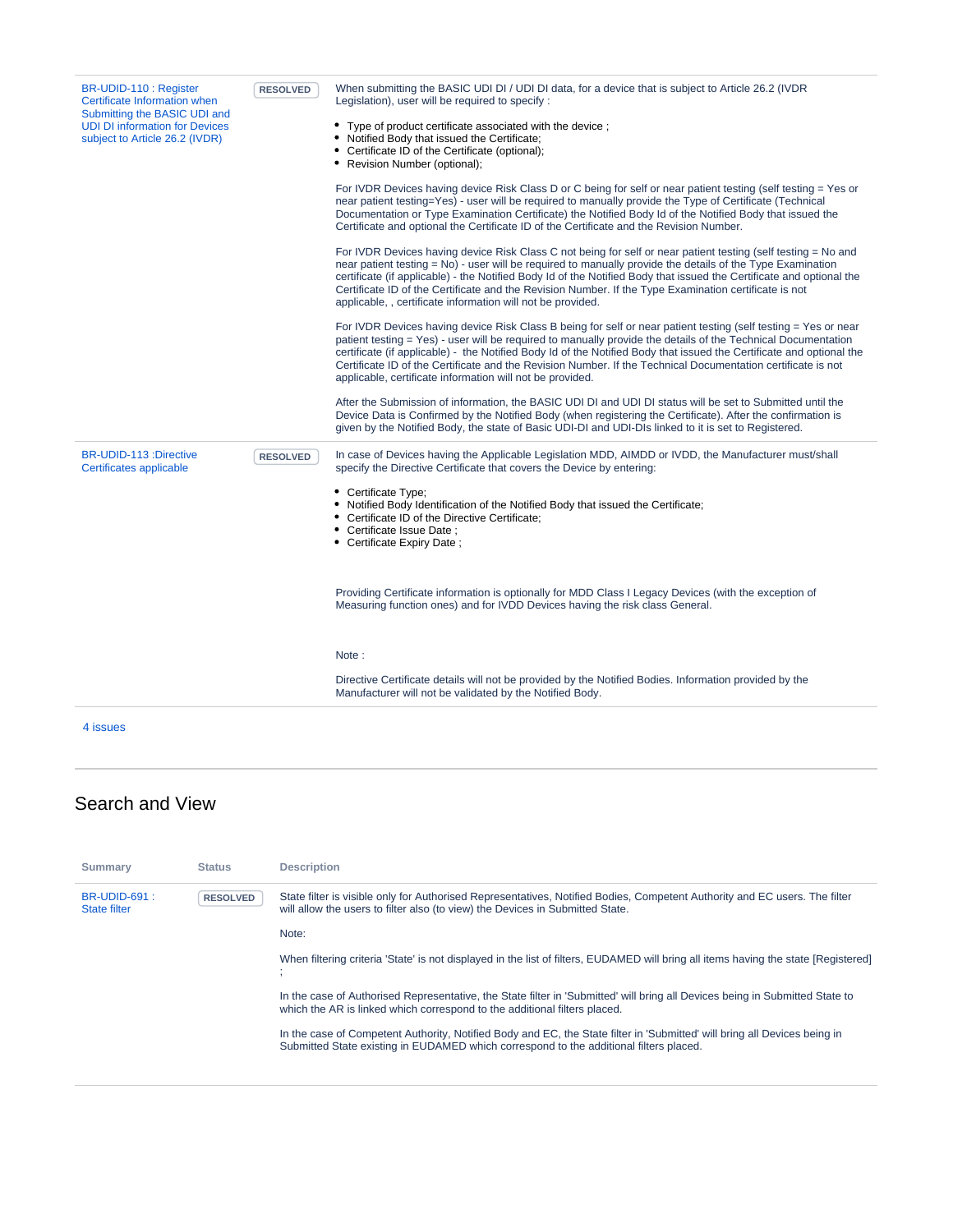| Summary | Status | Description |
| --- | --- | --- |
| BR-UDID-110 : Register Certificate Information when Submitting the BASIC UDI and UDI DI information for Devices subject to Article 26.2 (IVDR) | RESOLVED | When submitting the BASIC UDI DI / UDI DI data, for a device that is subject to Article 26.2 (IVDR Legislation), user will be required to specify :<br><br>• Type of product certificate associated with the device ;<br>• Notified Body that issued the Certificate;<br>• Certificate ID of the Certificate (optional);<br>• Revision Number (optional);<br><br>For IVDR Devices having device Risk Class D or C being for self or near patient testing (self testing = Yes or near patient testing=Yes) - user will be required to manually provide the Type of Certificate (Technical Documentation or Type Examination Certificate) the Notified Body Id of the Notified Body that issued the Certificate and optional the Certificate ID of the Certificate and the Revision Number.<br><br>For IVDR Devices having device Risk Class C not being for self or near patient testing (self testing = No and near patient testing = No) - user will be required to manually provide the details of the Type Examination certificate (if applicable) - the Notified Body Id of the Notified Body that issued the Certificate and optional the Certificate ID of the Certificate and the Revision Number. If the Type Examination certificate is not applicable, , certificate information will not be provided.<br><br>For IVDR Devices having device Risk Class B being for self or near patient testing (self testing = Yes or near patient testing = Yes) - user will be required to manually provide the details of the Technical Documentation certificate (if applicable) - the Notified Body Id of the Notified Body that issued the Certificate and optional the Certificate ID of the Certificate and the Revision Number. If the Technical Documentation certificate is not applicable, certificate information will not be provided.<br><br>After the Submission of information, the BASIC UDI DI and UDI DI status will be set to Submitted until the Device Data is Confirmed by the Notified Body (when registering the Certificate). After the confirmation is given by the Notified Body, the state of Basic UDI-DI and UDI-DIs linked to it is set to Registered. |
| BR-UDID-113 :Directive Certificates applicable | RESOLVED | In case of Devices having the Applicable Legislation MDD, AIMDD or IVDD, the Manufacturer must/shall specify the Directive Certificate that covers the Device by entering:<br><br>• Certificate Type;<br>• Notified Body Identification of the Notified Body that issued the Certificate;<br>• Certificate ID of the Directive Certificate;<br>• Certificate Issue Date ;<br>• Certificate Expiry Date ;<br><br>Providing Certificate information is optionally for MDD Class I Legacy Devices (with the exception of Measuring function ones) and for IVDD Devices having the risk class General.<br><br>Note :<br><br>Directive Certificate details will not be provided by the Notified Bodies. Information provided by the Manufacturer will not be validated by the Notified Body. |

4 issues

## Search and View

| Summary | Status | Description |
| --- | --- | --- |
| BR-UDID-691 : State filter | RESOLVED | State filter is visible only for Authorised Representatives, Notified Bodies, Competent Authority and EC users. The filter will allow the users to filter also (to view) the Devices in Submitted State.<br><br>Note:<br><br>When filtering criteria 'State' is not displayed in the list of filters, EUDAMED will bring all items having the state [Registered] ;<br><br>In the case of Authorised Representative, the State filter in 'Submitted' will bring all Devices being in Submitted State to which the AR is linked which correspond to the additional filters placed.<br><br>In the case of Competent Authority, Notified Body and EC, the State filter in 'Submitted' will bring all Devices being in Submitted State existing in EUDAMED which correspond to the additional filters placed. |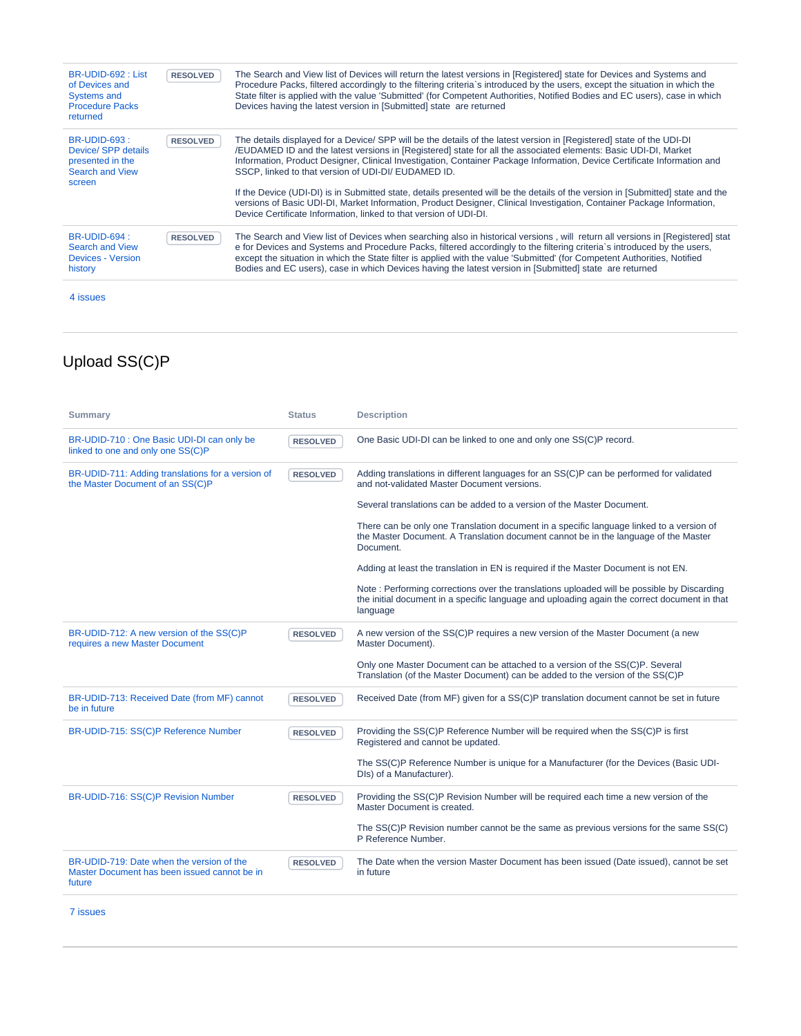| | | |
|---|---|---|
| BR-UDID-692 : List of Devices and Systems and Procedure Packs returned | RESOLVED | The Search and View list of Devices will return the latest versions in [Registered] state for Devices and Systems and Procedure Packs, filtered accordingly to the filtering criteria`s introduced by the users, except the situation in which the State filter is applied with the value 'Submitted' (for Competent Authorities, Notified Bodies and EC users), case in which Devices having the latest version in [Submitted] state are returned |
| BR-UDID-693 : Device/ SPP details presented in the Search and View screen | RESOLVED | The details displayed for a Device/ SPP will be the details of the latest version in [Registered] state of the UDI-DI /EUDAMED ID and the latest versions in [Registered] state for all the associated elements: Basic UDI-DI, Market Information, Product Designer, Clinical Investigation, Container Package Information, Device Certificate Information and SSCP, linked to that version of UDI-DI/ EUDAMED ID.<br><br>If the Device (UDI-DI) is in Submitted state, details presented will be the details of the version in [Submitted] state and the versions of Basic UDI-DI, Market Information, Product Designer, Clinical Investigation, Container Package Information, Device Certificate Information, linked to that version of UDI-DI. |
| BR-UDID-694 : Search and View Devices - Version history | RESOLVED | The Search and View list of Devices when searching also in historical versions , will return all versions in [Registered] stat e for Devices and Systems and Procedure Packs, filtered accordingly to the filtering criteria`s introduced by the users, except the situation in which the State filter is applied with the value 'Submitted' (for Competent Authorities, Notified Bodies and EC users), case in which Devices having the latest version in [Submitted] state are returned |

4 issues

## Upload SS(C)P

| Summary | Status | Description |
|---|---|---|
| BR-UDID-710 : One Basic UDI-DI can only be linked to one and only one SS(C)P | RESOLVED | One Basic UDI-DI can be linked to one and only one SS(C)P record. |
| BR-UDID-711: Adding translations for a version of the Master Document of an SS(C)P | RESOLVED | Adding translations in different languages for an SS(C)P can be performed for validated and not-validated Master Document versions.<br><br>Several translations can be added to a version of the Master Document.<br><br>There can be only one Translation document in a specific language linked to a version of the Master Document. A Translation document cannot be in the language of the Master Document.<br><br>Adding at least the translation in EN is required if the Master Document is not EN.<br><br>Note : Performing corrections over the translations uploaded will be possible by Discarding the initial document in a specific language and uploading again the correct document in that language |
| BR-UDID-712: A new version of the SS(C)P requires a new Master Document | RESOLVED | A new version of the SS(C)P requires a new version of the Master Document (a new Master Document).<br><br>Only one Master Document can be attached to a version of the SS(C)P. Several Translation (of the Master Document) can be added to the version of the SS(C)P |
| BR-UDID-713: Received Date (from MF) cannot be in future | RESOLVED | Received Date (from MF) given for a SS(C)P translation document cannot be set in future |
| BR-UDID-715: SS(C)P Reference Number | RESOLVED | Providing the SS(C)P Reference Number will be required when the SS(C)P is first Registered and cannot be updated.<br><br>The SS(C)P Reference Number is unique for a Manufacturer (for the Devices (Basic UDI-DIs) of a Manufacturer). |
| BR-UDID-716: SS(C)P Revision Number | RESOLVED | Providing the SS(C)P Revision Number will be required each time a new version of the Master Document is created.<br><br>The SS(C)P Revision number cannot be the same as previous versions for the same SS(C) P Reference Number. |
| BR-UDID-719: Date when the version of the Master Document has been issued cannot be in future | RESOLVED | The Date when the version Master Document has been issued (Date issued), cannot be set in future |

7 issues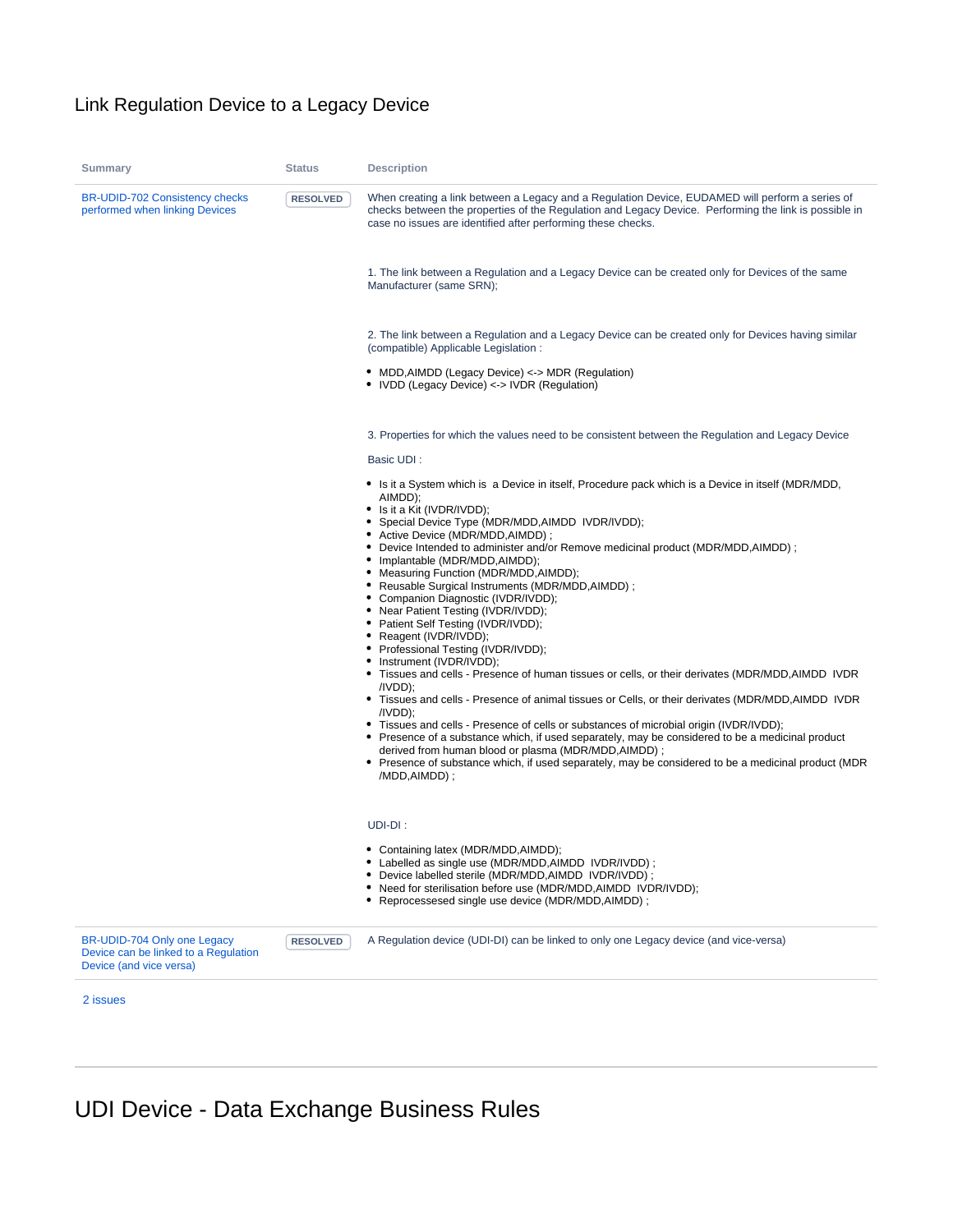# Link Regulation Device to a Legacy Device

| Summary | Status | Description |
|---|---|---|
| BR-UDID-702 Consistency checks performed when linking Devices | RESOLVED | When creating a link between a Legacy and a Regulation Device, EUDAMED will perform a series of checks between the properties of the Regulation and Legacy Device. Performing the link is possible in case no issues are identified after performing these checks.<br><br>1. The link between a Regulation and a Legacy Device can be created only for Devices of the same Manufacturer (same SRN);<br><br>2. The link between a Regulation and a Legacy Device can be created only for Devices having similar (compatible) Applicable Legislation :<br>• MDD,AIMDD (Legacy Device) <-> MDR (Regulation)<br>• IVDD (Legacy Device) <-> IVDR (Regulation)<br><br>3. Properties for which the values need to be consistent between the Regulation and Legacy Device<br><br>Basic UDI :<br>• Is it a System which is a Device in itself, Procedure pack which is a Device in itself (MDR/MDD, AIMDD);<br>• Is it a Kit (IVDR/IVDD);<br>• Special Device Type (MDR/MDD,AIMDD IVDR/IVDD);<br>• Active Device (MDR/MDD,AIMDD) ;<br>• Device Intended to administer and/or Remove medicinal product (MDR/MDD,AIMDD) ;<br>• Implantable (MDR/MDD,AIMDD);<br>• Measuring Function (MDR/MDD,AIMDD);<br>• Reusable Surgical Instruments (MDR/MDD,AIMDD) ;<br>• Companion Diagnostic (IVDR/IVDD);<br>• Near Patient Testing (IVDR/IVDD);<br>• Patient Self Testing (IVDR/IVDD);<br>• Reagent (IVDR/IVDD);<br>• Professional Testing (IVDR/IVDD);<br>• Instrument (IVDR/IVDD);<br>• Tissues and cells - Presence of human tissues or cells, or their derivates (MDR/MDD,AIMDD IVDR /IVDD);<br>• Tissues and cells - Presence of animal tissues or Cells, or their derivates (MDR/MDD,AIMDD IVDR /IVDD);<br>• Tissues and cells - Presence of cells or substances of microbial origin (IVDR/IVDD);<br>• Presence of a substance which, if used separately, may be considered to be a medicinal product derived from human blood or plasma (MDR/MDD,AIMDD) ;<br>• Presence of substance which, if used separately, may be considered to be a medicinal product (MDR /MDD,AIMDD) ;<br><br>UDI-DI :<br>• Containing latex (MDR/MDD,AIMDD);<br>• Labelled as single use (MDR/MDD,AIMDD IVDR/IVDD) ;<br>• Device labelled sterile (MDR/MDD,AIMDD IVDR/IVDD) ;<br>• Need for sterilisation before use (MDR/MDD,AIMDD IVDR/IVDD);<br>• Reprocessesed single use device (MDR/MDD,AIMDD) ; |
| BR-UDID-704 Only one Legacy Device can be linked to a Regulation Device (and vice versa) | RESOLVED | A Regulation device (UDI-DI) can be linked to only one Legacy device (and vice-versa) |

2 issues

# UDI Device - Data Exchange Business Rules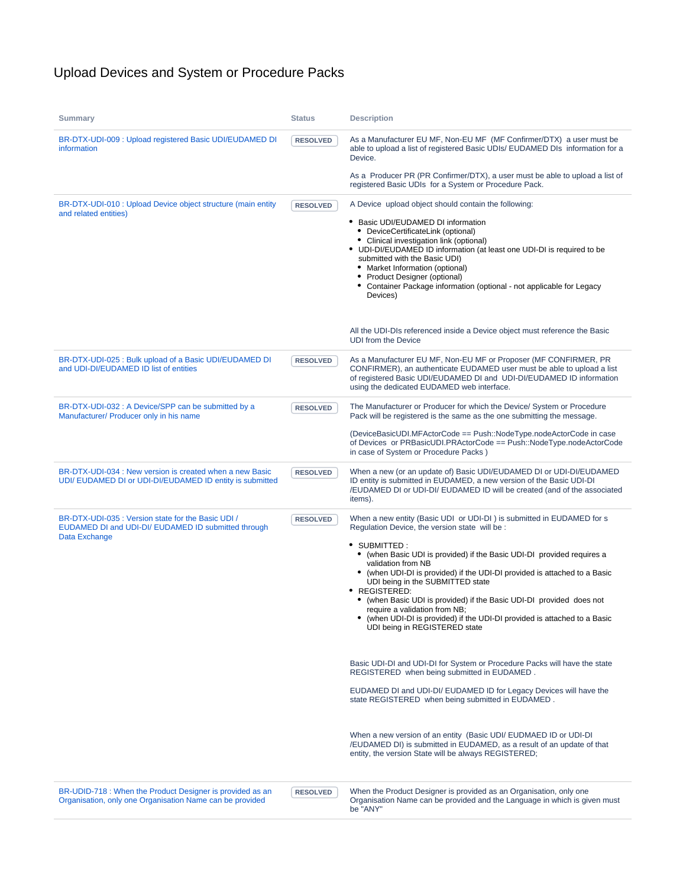# Upload Devices and System or Procedure Packs

| Summary | Status | Description |
| --- | --- | --- |
| BR-DTX-UDI-009 : Upload registered Basic UDI/EUDAMED DI information | RESOLVED | As a Manufacturer EU MF, Non-EU MF (MF Confirmer/DTX) a user must be able to upload a list of registered Basic UDIs/ EUDAMED DIs information for a Device.<br><br>As a Producer PR (PR Confirmer/DTX), a user must be able to upload a list of registered Basic UDIs for a System or Procedure Pack. |
| BR-DTX-UDI-010 : Upload Device object structure (main entity and related entities) | RESOLVED | A Device upload object should contain the following:<br><br>• Basic UDI/EUDAMED DI information<br>&nbsp;&nbsp;◦ DeviceCertificateLink (optional)<br>&nbsp;&nbsp;◦ Clinical investigation link (optional)<br>• UDI-DI/EUDAMED ID information (at least one UDI-DI is required to be submitted with the Basic UDI)<br>&nbsp;&nbsp;◦ Market Information (optional)<br>&nbsp;&nbsp;◦ Product Designer (optional)<br>&nbsp;&nbsp;◦ Container Package information (optional - not applicable for Legacy Devices)<br><br>All the UDI-DIs referenced inside a Device object must reference the Basic UDI from the Device |
| BR-DTX-UDI-025 : Bulk upload of a Basic UDI/EUDAMED DI and UDI-DI/EUDAMED ID list of entities | RESOLVED | As a Manufacturer EU MF, Non-EU MF or Proposer (MF CONFIRMER, PR CONFIRMER), an authenticate EUDAMED user must be able to upload a list of registered Basic UDI/EUDAMED DI and UDI-DI/EUDAMED ID information using the dedicated EUDAMED web interface. |
| BR-DTX-UDI-032 : A Device/SPP can be submitted by a Manufacturer/ Producer only in his name | RESOLVED | The Manufacturer or Producer for which the Device/ System or Procedure Pack will be registered is the same as the one submitting the message.<br><br>(DeviceBasicUDI.MFActorCode == Push::NodeType.nodeActorCode in case of Devices or PRBasicUDI.PRActorCode == Push::NodeType.nodeActorCode in case of System or Procedure Packs ) |
| BR-DTX-UDI-034 : New version is created when a new Basic UDI/ EUDAMED DI or UDI-DI/EUDAMED ID entity is submitted | RESOLVED | When a new (or an update of) Basic UDI/EUDAMED DI or UDI-DI/EUDAMED ID entity is submitted in EUDAMED, a new version of the Basic UDI-DI /EUDAMED DI or UDI-DI/ EUDAMED ID will be created (and of the associated items). |
| BR-DTX-UDI-035 : Version state for the Basic UDI / EUDAMED DI and UDI-DI/ EUDAMED ID submitted through Data Exchange | RESOLVED | When a new entity (Basic UDI or UDI-DI ) is submitted in EUDAMED for s Regulation Device, the version state will be :<br><br>• SUBMITTED :<br>&nbsp;&nbsp;◦ (when Basic UDI is provided) if the Basic UDI-DI provided requires a validation from NB<br>&nbsp;&nbsp;◦ (when UDI-DI is provided) if the UDI-DI provided is attached to a Basic UDI being in the SUBMITTED state<br>• REGISTERED:<br>&nbsp;&nbsp;◦ (when Basic UDI is provided) if the Basic UDI-DI provided does not require a validation from NB;<br>&nbsp;&nbsp;◦ (when UDI-DI is provided) if the UDI-DI provided is attached to a Basic UDI being in REGISTERED state<br><br>Basic UDI-DI and UDI-DI for System or Procedure Packs will have the state REGISTERED when being submitted in EUDAMED .<br><br>EUDAMED DI and UDI-DI/ EUDAMED ID for Legacy Devices will have the state REGISTERED when being submitted in EUDAMED .<br><br>When a new version of an entity (Basic UDI/ EUDMAED ID or UDI-DI /EUDAMED DI) is submitted in EUDAMED, as a result of an update of that entity, the version State will be always REGISTERED; |
| BR-UDID-718 : When the Product Designer is provided as an Organisation, only one Organisation Name can be provided | RESOLVED | When the Product Designer is provided as an Organisation, only one Organisation Name can be provided and the Language in which is given must be "ANY" |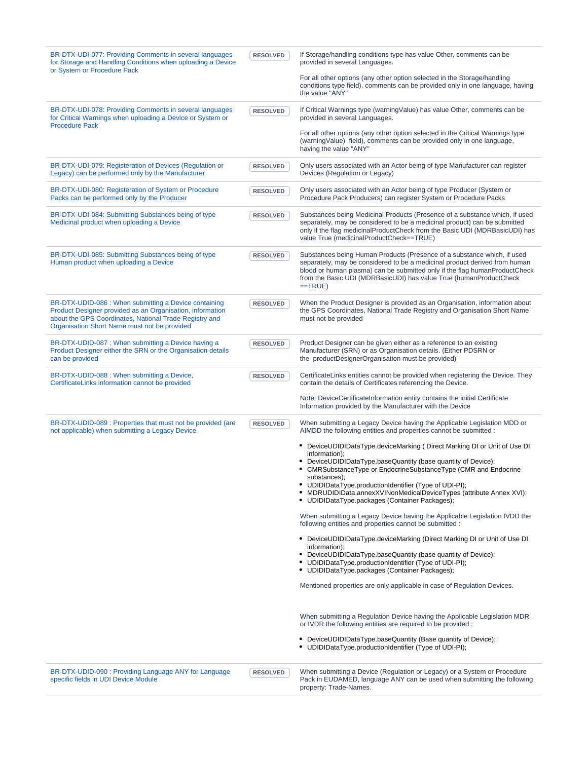| | | |
|---|---|---|
| BR-DTX-UDI-077: Providing Comments in several languages for Storage and Handling Conditions when uploading a Device or System or Procedure Pack | RESOLVED | If Storage/handling conditions type has value Other, comments can be provided in several Languages.<br><br>For all other options (any other option selected in the Storage/handling conditions type field), comments can be provided only in one language, having the value "ANY" |
| BR-DTX-UDI-078: Providing Comments in several languages for Critical Warnings when uploading a Device or System or Procedure Pack | RESOLVED | If Critical Warnings type (warningValue) has value Other, comments can be provided in several Languages.<br><br>For all other options (any other option selected in the Critical Warnings type (warningValue) field), comments can be provided only in one language, having the value "ANY" |
| BR-DTX-UDI-079: Registeration of Devices (Regulation or Legacy) can be performed only by the Manufacturer | RESOLVED | Only users associated with an Actor being of type Manufacturer can register Devices (Regulation or Legacy) |
| BR-DTX-UDI-080: Registeration of System or Procedure Packs can be performed only by the Producer | RESOLVED | Only users associated with an Actor being of type Producer (System or Procedure Pack Producers) can register System or Procedure Packs |
| BR-DTX-UDI-084: Submitting Substances being of type Medicinal product when uploading a Device | RESOLVED | Substances being Medicinal Products (Presence of a substance which, if used separately, may be considered to be a medicinal product) can be submitted only if the flag medicinalProductCheck from the Basic UDI (MDRBasicUDI) has value True (medicinalProductCheck==TRUE) |
| BR-DTX-UDI-085: Submitting Substances being of type Human product when uploading a Device | RESOLVED | Substances being Human Products (Presence of a substance which, if used separately, may be considered to be a medicinal product derived from human blood or human plasma) can be submitted only if the flag humanProductCheck from the Basic UDI (MDRBasicUDI) has value True (humanProductCheck ==TRUE) |
| BR-DTX-UDID-086 : When submitting a Device containing Product Designer provided as an Organisation, information about the GPS Coordinates, National Trade Registry and Organisation Short Name must not be provided | RESOLVED | When the Product Designer is provided as an Organisation, information about the GPS Coordinates, National Trade Registry and Organisation Short Name must not be provided |
| BR-DTX-UDID-087 : When submitting a Device having a Product Designer either the SRN or the Organisation details can be provided | RESOLVED | Product Designer can be given either as a reference to an existing Manufacturer (SRN) or as Organisation details. (Either PDSRN or the productDesignerOrganisation must be provided) |
| BR-DTX-UDID-088 : When submitting a Device, CertificateLinks information cannot be provided | RESOLVED | CertificateLinks entities cannot be provided when registering the Device. They contain the details of Certificates referencing the Device.<br><br>Note: DeviceCertificateInformation entity contains the initial Certificate Information provided by the Manufacturer with the Device |
| BR-DTX-UDID-089 : Properties that must not be provided (are not applicable) when submitting a Legacy Device | RESOLVED | When submitting a Legacy Device having the Applicable Legislation MDD or AIMDD the following entities and properties cannot be submitted :<br><br>• DeviceUDIDIDataType.deviceMarking ( Direct Marking DI or Unit of Use DI information);<br>• DeviceUDIDIDataType.baseQuantity (base quantity of Device);<br>• CMRSubstanceType or EndocrineSubstanceType (CMR and Endocrine substances);<br>• UDIDIDataType.productionIdentifier (Type of UDI-PI);<br>• MDRUDIDIData.annexXVINonMedicalDeviceTypes (attribute Annex XVI);<br>• UDIDIDataType.packages (Container Packages);<br><br>When submitting a Legacy Device having the Applicable Legislation IVDD the following entities and properties cannot be submitted :<br><br>• DeviceUDIDIDataType.deviceMarking (Direct Marking DI or Unit of Use DI information);<br>• DeviceUDIDIDataType.baseQuantity (base quantity of Device);<br>• UDIDIDataType.productionIdentifier (Type of UDI-PI);<br>• UDIDIDataType.packages (Container Packages);<br><br>Mentioned properties are only applicable in case of Regulation Devices.<br><br>When submitting a Regulation Device having the Applicable Legislation MDR or IVDR the following entities are required to be provided :<br><br>• DeviceUDIDIDataType.baseQuantity (Base quantity of Device);<br>• UDIDIDataType.productionIdentifier (Type of UDI-PI); |
| BR-DTX-UDID-090 : Providing Language ANY for Language specific fields in UDI Device Module | RESOLVED | When submitting a Device (Regulation or Legacy) or a System or Procedure Pack in EUDAMED, language ANY can be used when submitting the following property: Trade-Names. |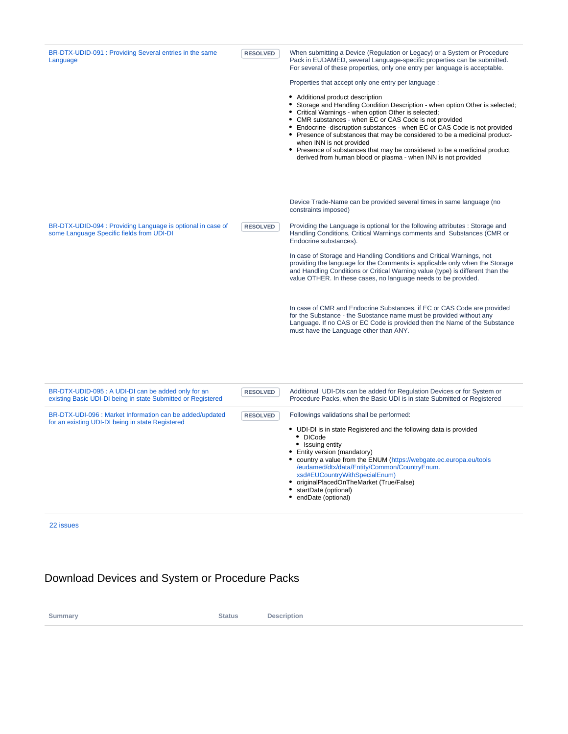| Summary | Status | Description |
| --- | --- | --- |
| BR-DTX-UDID-091 : Providing Several entries in the same Language | RESOLVED | When submitting a Device (Regulation or Legacy) or a System or Procedure Pack in EUDAMED, several Language-specific properties can be submitted. For several of these properties, only one entry per language is acceptable.<br><br>Properties that accept only one entry per language :<br><br>• Additional product description<br>• Storage and Handling Condition Description - when option Other is selected;<br>• Critical Warnings - when option Other is selected;<br>• CMR substances - when EC or CAS Code is not provided<br>• Endocrine -discruption substances - when EC or CAS Code is not provided<br>• Presence of substances that may be considered to be a medicinal product- when INN is not provided<br>• Presence of substances that may be considered to be a medicinal product derived from human blood or plasma - when INN is not provided<br><br>Device Trade-Name can be provided several times in same language (no constraints imposed) |
| BR-DTX-UDID-094 : Providing Language is optional in case of some Language Specific fields from UDI-DI | RESOLVED | Providing the Language is optional for the following attributes : Storage and Handling Conditions, Critical Warnings comments and Substances (CMR or Endocrine substances).<br><br>In case of Storage and Handling Conditions and Critical Warnings, not providing the language for the Comments is applicable only when the Storage and Handling Conditions or Critical Warning value (type) is different than the value OTHER. In these cases, no language needs to be provided.<br><br>In case of CMR and Endocrine Substances, if EC or CAS Code are provided for the Substance - the Substance name must be provided without any Language. If no CAS or EC Code is provided then the Name of the Substance must have the Language other than ANY. |
| BR-DTX-UDID-095 : A UDI-DI can be added only for an existing Basic UDI-DI being in state Submitted or Registered | RESOLVED | Additional UDI-DIs can be added for Regulation Devices or for System or Procedure Packs, when the Basic UDI is in state Submitted or Registered |
| BR-DTX-UDI-096 : Market Information can be added/updated for an existing UDI-DI being in state Registered | RESOLVED | Followings validations shall be performed:<br><br>• UDI-DI is in state Registered and the following data is provided<br>&nbsp;&nbsp;◦ DICode<br>&nbsp;&nbsp;◦ Issuing entity<br>• Entity version (mandatory)<br>• country a value from the ENUM (https://webgate.ec.europa.eu/tools/eudamed/dtx/data/Entity/Common/CountryEnum.xsd#EUCountryWithSpecialEnum)<br>• originalPlacedOnTheMarket (True/False)<br>• startDate (optional)<br>• endDate (optional) |

22 issues

## Download Devices and System or Procedure Packs

| Summary | Status | Description |
| --- | --- | --- |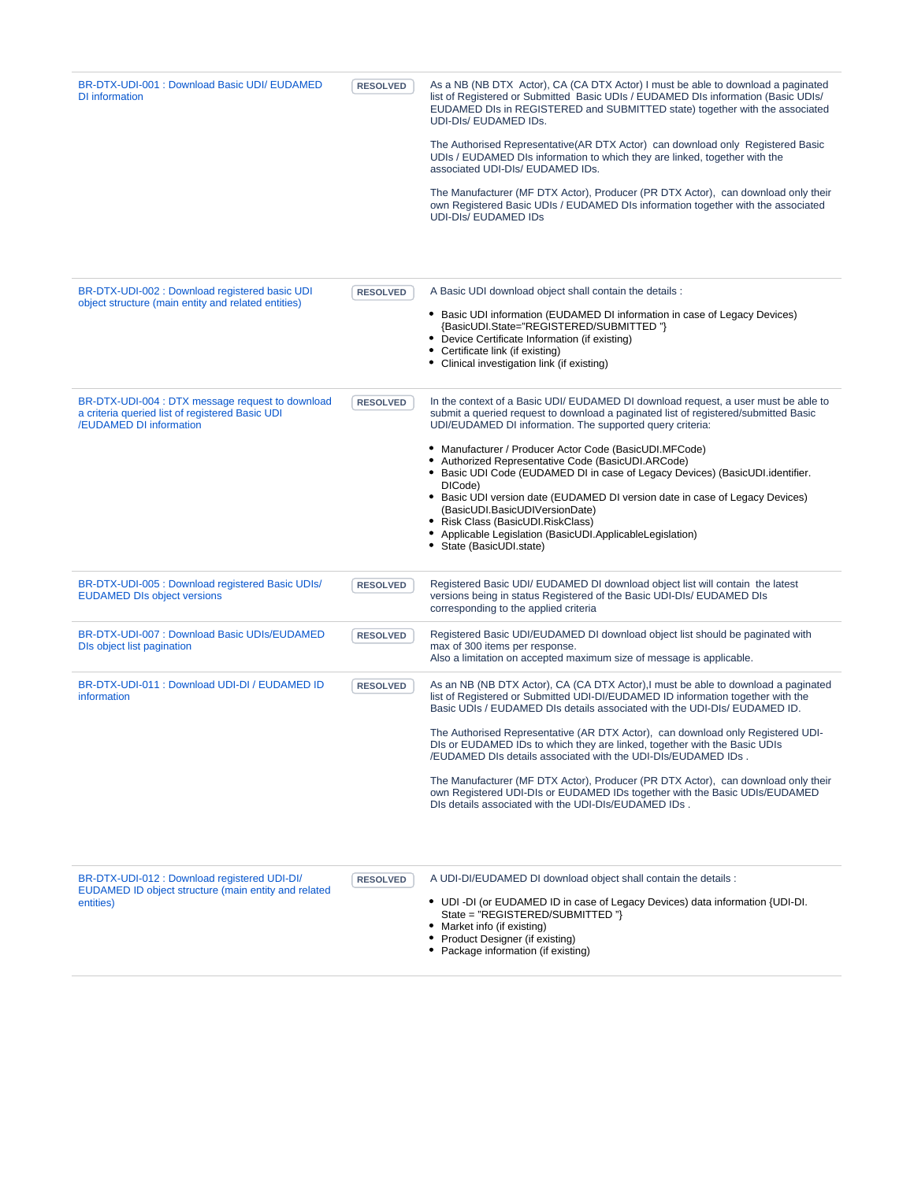| | | |
|---|---|---|
| BR-DTX-UDI-001 : Download Basic UDI/ EUDAMED DI information | RESOLVED | As a NB (NB DTX Actor), CA (CA DTX Actor) I must be able to download a paginated list of Registered or Submitted Basic UDIs / EUDAMED DIs information (Basic UDIs/ EUDAMED DIs in REGISTERED and SUBMITTED state) together with the associated UDI-DIs/ EUDAMED IDs.<br><br>The Authorised Representative(AR DTX Actor) can download only Registered Basic UDIs / EUDAMED DIs information to which they are linked, together with the associated UDI-DIs/ EUDAMED IDs.<br><br>The Manufacturer (MF DTX Actor), Producer (PR DTX Actor), can download only their own Registered Basic UDIs / EUDAMED DIs information together with the associated UDI-DIs/ EUDAMED IDs |
| BR-DTX-UDI-002 : Download registered basic UDI object structure (main entity and related entities) | RESOLVED | A Basic UDI download object shall contain the details :<br><br>• Basic UDI information (EUDAMED DI information in case of Legacy Devices) {BasicUDI.State="REGISTERED/SUBMITTED "}<br>• Device Certificate Information (if existing)<br>• Certificate link (if existing)<br>• Clinical investigation link (if existing) |
| BR-DTX-UDI-004 : DTX message request to download a criteria queried list of registered Basic UDI /EUDAMED DI information | RESOLVED | In the context of a Basic UDI/ EUDAMED DI download request, a user must be able to submit a queried request to download a paginated list of registered/submitted Basic UDI/EUDAMED DI information. The supported query criteria:<br><br>• Manufacturer / Producer Actor Code (BasicUDI.MFCode)<br>• Authorized Representative Code (BasicUDI.ARCode)<br>• Basic UDI Code (EUDAMED DI in case of Legacy Devices) (BasicUDI.identifier.DICode)<br>• Basic UDI version date (EUDAMED DI version date in case of Legacy Devices) (BasicUDI.BasicUDIVersionDate)<br>• Risk Class (BasicUDI.RiskClass)<br>• Applicable Legislation (BasicUDI.ApplicableLegislation)<br>• State (BasicUDI.state) |
| BR-DTX-UDI-005 : Download registered Basic UDIs/ EUDAMED DIs object versions | RESOLVED | Registered Basic UDI/ EUDAMED DI download object list will contain the latest versions being in status Registered of the Basic UDI-DIs/ EUDAMED DIs corresponding to the applied criteria |
| BR-DTX-UDI-007 : Download Basic UDIs/EUDAMED DIs object list pagination | RESOLVED | Registered Basic UDI/EUDAMED DI download object list should be paginated with max of 300 items per response.<br>Also a limitation on accepted maximum size of message is applicable. |
| BR-DTX-UDI-011 : Download UDI-DI / EUDAMED ID information | RESOLVED | As an NB (NB DTX Actor), CA (CA DTX Actor),I must be able to download a paginated list of Registered or Submitted UDI-DI/EUDAMED ID information together with the Basic UDIs / EUDAMED DIs details associated with the UDI-DIs/ EUDAMED ID.<br><br>The Authorised Representative (AR DTX Actor), can download only Registered UDI-DIs or EUDAMED IDs to which they are linked, together with the Basic UDIs /EUDAMED DIs details associated with the UDI-DIs/EUDAMED IDs .<br><br>The Manufacturer (MF DTX Actor), Producer (PR DTX Actor), can download only their own Registered UDI-DIs or EUDAMED IDs together with the Basic UDIs/EUDAMED DIs details associated with the UDI-DIs/EUDAMED IDs . |
| BR-DTX-UDI-012 : Download registered UDI-DI/ EUDAMED ID object structure (main entity and related entities) | RESOLVED | A UDI-DI/EUDAMED DI download object shall contain the details :<br><br>• UDI -DI (or EUDAMED ID in case of Legacy Devices) data information {UDI-DI. State = "REGISTERED/SUBMITTED "}<br>• Market info (if existing)<br>• Product Designer (if existing)<br>• Package information (if existing) |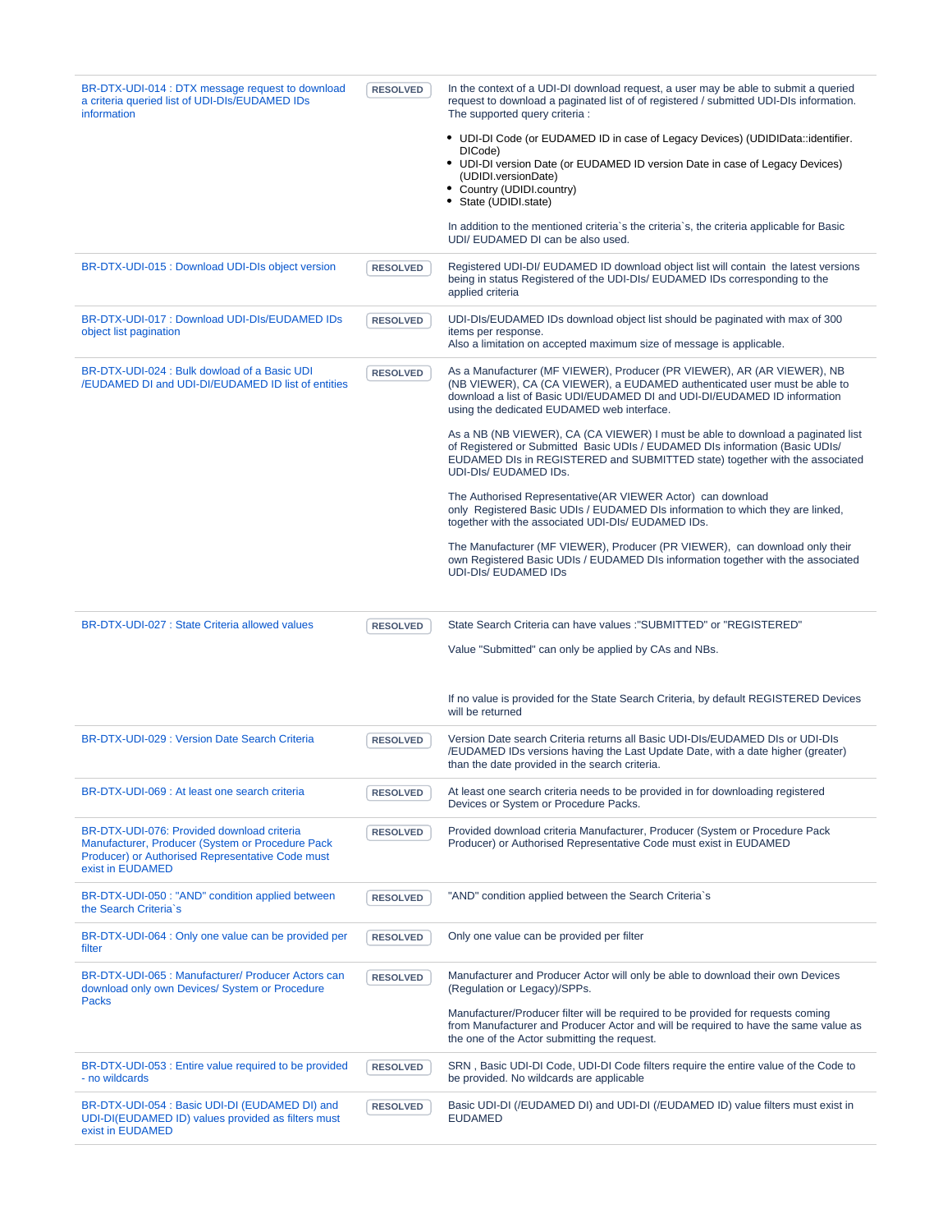| | | |
|---|---|---|
| BR-DTX-UDI-014 : DTX message request to download a criteria queried list of UDI-DIs/EUDAMED IDs information | RESOLVED | In the context of a UDI-DI download request, a user may be able to submit a queried request to download a paginated list of of registered / submitted UDI-DIs information. The supported query criteria :<br><br>• UDI-DI Code (or EUDAMED ID in case of Legacy Devices) (UDIDIData::identifier.DICode)<br>• UDI-DI version Date (or EUDAMED ID version Date in case of Legacy Devices) (UDIDI.versionDate)<br>• Country (UDIDI.country)<br>• State (UDIDI.state)<br><br>In addition to the mentioned criteria`s the criteria`s, the criteria applicable for Basic UDI/ EUDAMED DI can be also used. |
| BR-DTX-UDI-015 : Download UDI-DIs object version | RESOLVED | Registered UDI-DI/ EUDAMED ID download object list will contain the latest versions being in status Registered of the UDI-DIs/ EUDAMED IDs corresponding to the applied criteria |
| BR-DTX-UDI-017 : Download UDI-DIs/EUDAMED IDs object list pagination | RESOLVED | UDI-DIs/EUDAMED IDs download object list should be paginated with max of 300 items per response.<br>Also a limitation on accepted maximum size of message is applicable. |
| BR-DTX-UDI-024 : Bulk dowload of a Basic UDI /EUDAMED DI and UDI-DI/EUDAMED ID list of entities | RESOLVED | As a Manufacturer (MF VIEWER), Producer (PR VIEWER), AR (AR VIEWER), NB (NB VIEWER), CA (CA VIEWER), a EUDAMED authenticated user must be able to download a list of Basic UDI/EUDAMED DI and UDI-DI/EUDAMED ID information using the dedicated EUDAMED web interface.<br><br>As a NB (NB VIEWER), CA (CA VIEWER) I must be able to download a paginated list of Registered or Submitted Basic UDIs / EUDAMED DIs information (Basic UDIs/ EUDAMED DIs in REGISTERED and SUBMITTED state) together with the associated UDI-DIs/ EUDAMED IDs.<br><br>The Authorised Representative(AR VIEWER Actor) can download only Registered Basic UDIs / EUDAMED DIs information to which they are linked, together with the associated UDI-DIs/ EUDAMED IDs.<br><br>The Manufacturer (MF VIEWER), Producer (PR VIEWER), can download only their own Registered Basic UDIs / EUDAMED DIs information together with the associated UDI-DIs/ EUDAMED IDs |
| BR-DTX-UDI-027 : State Criteria allowed values | RESOLVED | State Search Criteria can have values :"SUBMITTED" or "REGISTERED"<br><br>Value "Submitted" can only be applied by CAs and NBs.<br><br>If no value is provided for the State Search Criteria, by default REGISTERED Devices will be returned |
| BR-DTX-UDI-029 : Version Date Search Criteria | RESOLVED | Version Date search Criteria returns all Basic UDI-DIs/EUDAMED DIs or UDI-DIs /EUDAMED IDs versions having the Last Update Date, with a date higher (greater) than the date provided in the search criteria. |
| BR-DTX-UDI-069 : At least one search criteria | RESOLVED | At least one search criteria needs to be provided in for downloading registered Devices or System or Procedure Packs. |
| BR-DTX-UDI-076: Provided download criteria Manufacturer, Producer (System or Procedure Pack Producer) or Authorised Representative Code must exist in EUDAMED | RESOLVED | Provided download criteria Manufacturer, Producer (System or Procedure Pack Producer) or Authorised Representative Code must exist in EUDAMED |
| BR-DTX-UDI-050 : "AND" condition applied between the Search Criteria`s | RESOLVED | "AND" condition applied between the Search Criteria`s |
| BR-DTX-UDI-064 : Only one value can be provided per filter | RESOLVED | Only one value can be provided per filter |
| BR-DTX-UDI-065 : Manufacturer/ Producer Actors can download only own Devices/ System or Procedure Packs | RESOLVED | Manufacturer and Producer Actor will only be able to download their own Devices (Regulation or Legacy)/SPPs.<br><br>Manufacturer/Producer filter will be required to be provided for requests coming from Manufacturer and Producer Actor and will be required to have the same value as the one of the Actor submitting the request. |
| BR-DTX-UDI-053 : Entire value required to be provided - no wildcards | RESOLVED | SRN , Basic UDI-DI Code, UDI-DI Code filters require the entire value of the Code to be provided. No wildcards are applicable |
| BR-DTX-UDI-054 : Basic UDI-DI (EUDAMED DI) and UDI-DI(EUDAMED ID) values provided as filters must exist in EUDAMED | RESOLVED | Basic UDI-DI (/EUDAMED DI) and UDI-DI (/EUDAMED ID) value filters must exist in EUDAMED |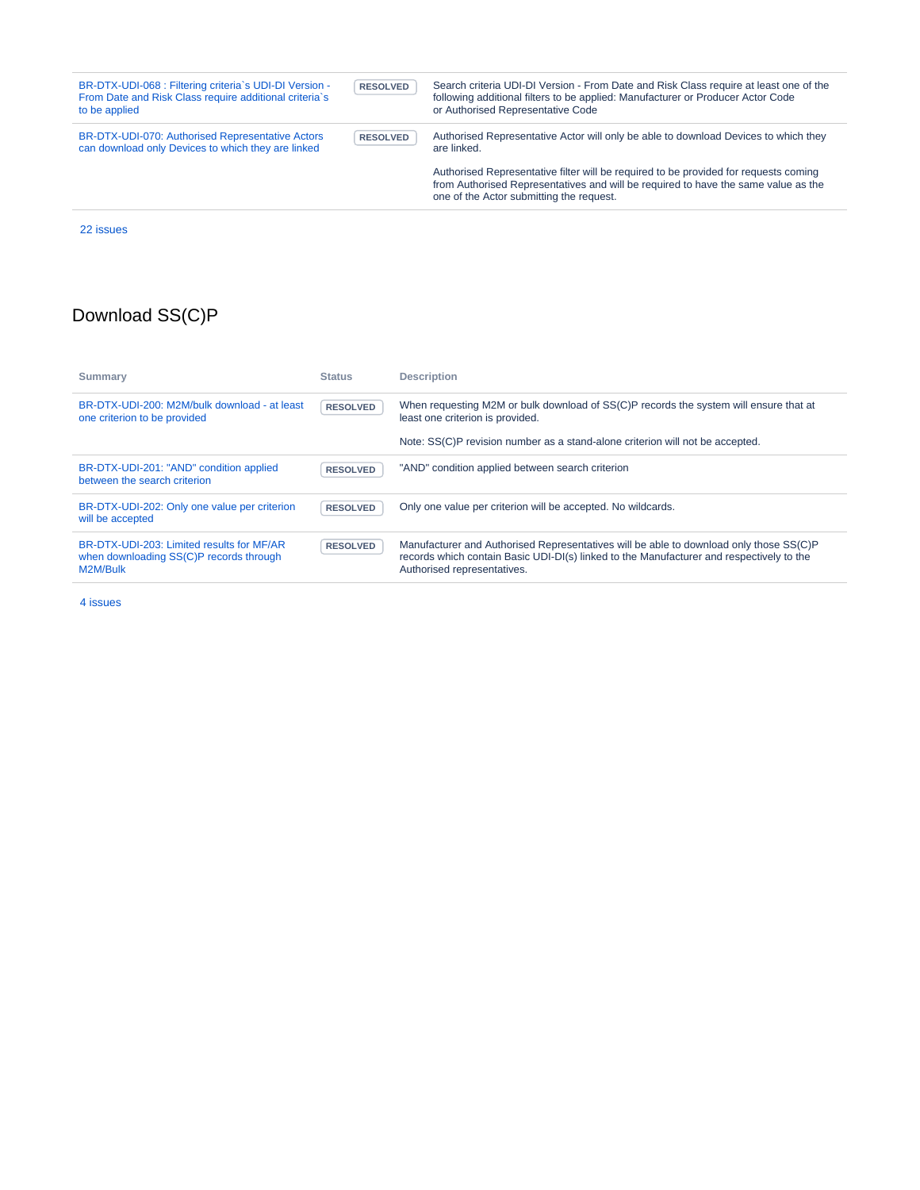| | | |
|---|---|---|
| BR-DTX-UDI-068 : Filtering criteria`s UDI-DI Version - From Date and Risk Class require additional criteria`s to be applied | RESOLVED | Search criteria UDI-DI Version - From Date and Risk Class require at least one of the following additional filters to be applied: Manufacturer or Producer Actor Code or Authorised Representative Code |
| BR-DTX-UDI-070: Authorised Representative Actors can download only Devices to which they are linked | RESOLVED | Authorised Representative Actor will only be able to download Devices to which they are linked.<br><br>Authorised Representative filter will be required to be provided for requests coming from Authorised Representatives and will be required to have the same value as the one of the Actor submitting the request. |

22 issues

## Download SS(C)P

| Summary | Status | Description |
|---|---|---|
| BR-DTX-UDI-200: M2M/bulk download - at least one criterion to be provided | RESOLVED | When requesting M2M or bulk download of SS(C)P records the system will ensure that at least one criterion is provided.<br><br>Note: SS(C)P revision number as a stand-alone criterion will not be accepted. |
| BR-DTX-UDI-201: "AND" condition applied between the search criterion | RESOLVED | "AND" condition applied between search criterion |
| BR-DTX-UDI-202: Only one value per criterion will be accepted | RESOLVED | Only one value per criterion will be accepted. No wildcards. |
| BR-DTX-UDI-203: Limited results for MF/AR when downloading SS(C)P records through M2M/Bulk | RESOLVED | Manufacturer and Authorised Representatives will be able to download only those SS(C)P records which contain Basic UDI-DI(s) linked to the Manufacturer and respectively to the Authorised representatives. |

4 issues